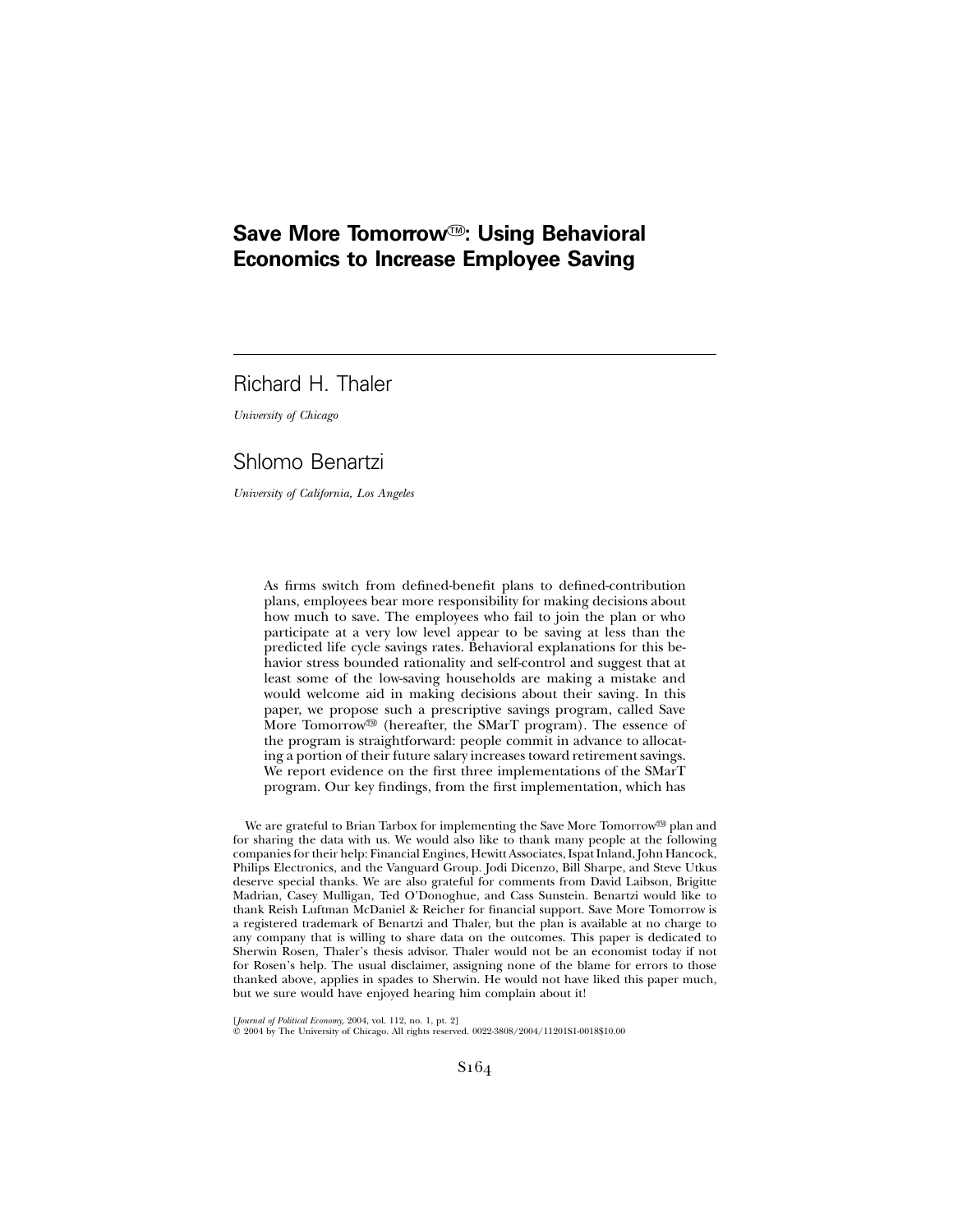# Save More Tomorrow™: Using Behavioral Economics to Increase Employee Saving

## Richard H. Thaler

*University of Chicago*

## Shlomo Benartzi

*University of California, Los Angeles*

As firms switch from defined-benefit plans to defined-contribution plans, employees bear more responsibility for making decisions about how much to save. The employees who fail to join the plan or who participate at a very low level appear to be saving at less than the predicted life cycle savings rates. Behavioral explanations for this behavior stress bounded rationality and self-control and suggest that at least some of the low-saving households are making a mistake and would welcome aid in making decisions about their saving. In this paper, we propose such a prescriptive savings program, called Save More Tomorrow™ (hereafter, the SMarT program). The essence of the program is straightforward: people commit in advance to allocating a portion of their future salary increases toward retirement savings. We report evidence on the first three implementations of the SMarT program. Our key findings, from the first implementation, which has

We are grateful to Brian Tarbox for implementing the Save More Tomorrow™ plan and for sharing the data with us. We would also like to thank many people at the following companies for their help: Financial Engines, Hewitt Associates, Ispat Inland, John Hancock, Philips Electronics, and the Vanguard Group. Jodi Dicenzo, Bill Sharpe, and Steve Utkus deserve special thanks. We are also grateful for comments from David Laibson, Brigitte Madrian, Casey Mulligan, Ted O'Donoghue, and Cass Sunstein. Benartzi would like to thank Reish Luftman McDaniel & Reicher for financial support. Save More Tomorrow is a registered trademark of Benartzi and Thaler, but the plan is available at no charge to any company that is willing to share data on the outcomes. This paper is dedicated to Sherwin Rosen, Thaler's thesis advisor. Thaler would not be an economist today if not for Rosen's help. The usual disclaimer, assigning none of the blame for errors to those thanked above, applies in spades to Sherwin. He would not have liked this paper much, but we sure would have enjoyed hearing him complain about it!

[*Journal of Political Economy*, 2004, vol. 112, no. 1, pt. 2]
© 2004 by The University of Chicago. All rights reserved. 0022-3808/2004/11201S1-0018$10.00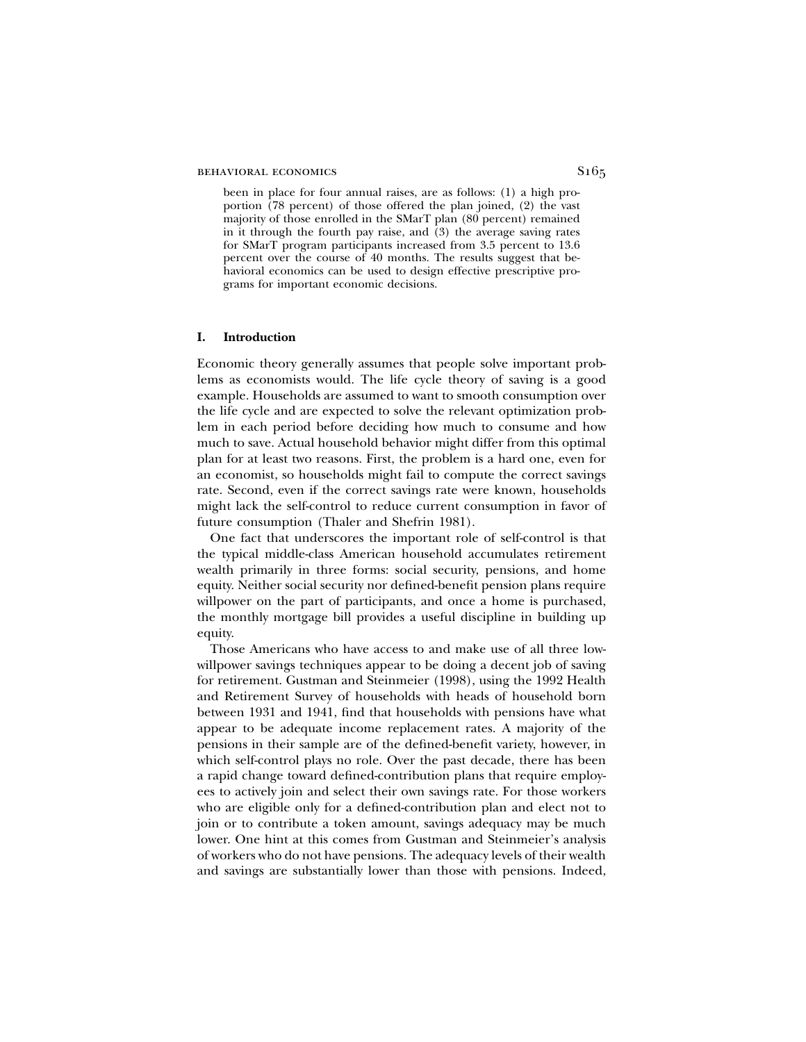been in place for four annual raises, are as follows: (1) a high proportion (78 percent) of those offered the plan joined, (2) the vast majority of those enrolled in the SMarT plan (80 percent) remained in it through the fourth pay raise, and (3) the average saving rates for SMarT program participants increased from 3.5 percent to 13.6 percent over the course of 40 months. The results suggest that behavioral economics can be used to design effective prescriptive programs for important economic decisions.

## I. Introduction

Economic theory generally assumes that people solve important problems as economists would. The life cycle theory of saving is a good example. Households are assumed to want to smooth consumption over the life cycle and are expected to solve the relevant optimization problem in each period before deciding how much to consume and how much to save. Actual household behavior might differ from this optimal plan for at least two reasons. First, the problem is a hard one, even for an economist, so households might fail to compute the correct savings rate. Second, even if the correct savings rate were known, households might lack the self-control to reduce current consumption in favor of future consumption (Thaler and Shefrin 1981).

One fact that underscores the important role of self-control is that the typical middle-class American household accumulates retirement wealth primarily in three forms: social security, pensions, and home equity. Neither social security nor defined-benefit pension plans require willpower on the part of participants, and once a home is purchased, the monthly mortgage bill provides a useful discipline in building up equity.

Those Americans who have access to and make use of all three low-willpower savings techniques appear to be doing a decent job of saving for retirement. Gustman and Steinmeier (1998), using the 1992 Health and Retirement Survey of households with heads of household born between 1931 and 1941, find that households with pensions have what appear to be adequate income replacement rates. A majority of the pensions in their sample are of the defined-benefit variety, however, in which self-control plays no role. Over the past decade, there has been a rapid change toward defined-contribution plans that require employees to actively join and select their own savings rate. For those workers who are eligible only for a defined-contribution plan and elect not to join or to contribute a token amount, savings adequacy may be much lower. One hint at this comes from Gustman and Steinmeier's analysis of workers who do not have pensions. The adequacy levels of their wealth and savings are substantially lower than those with pensions. Indeed,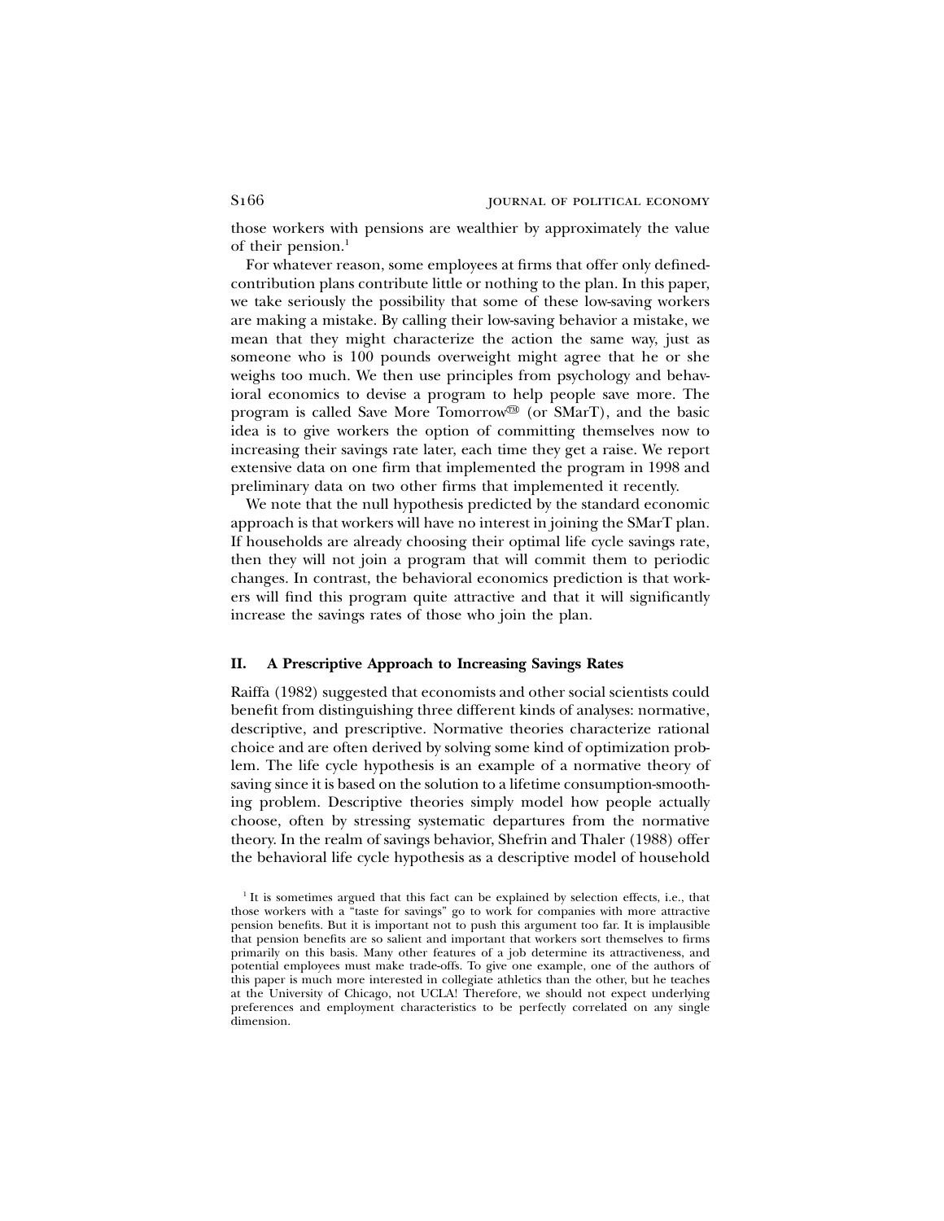those workers with pensions are wealthier by approximately the value of their pension.[1]

For whatever reason, some employees at firms that offer only defined-contribution plans contribute little or nothing to the plan. In this paper, we take seriously the possibility that some of these low-saving workers are making a mistake. By calling their low-saving behavior a mistake, we mean that they might characterize the action the same way, just as someone who is 100 pounds overweight might agree that he or she weighs too much. We then use principles from psychology and behavioral economics to devise a program to help people save more. The program is called Save More Tomorrow™ (or SMarT), and the basic idea is to give workers the option of committing themselves now to increasing their savings rate later, each time they get a raise. We report extensive data on one firm that implemented the program in 1998 and preliminary data on two other firms that implemented it recently.

We note that the null hypothesis predicted by the standard economic approach is that workers will have no interest in joining the SMarT plan. If households are already choosing their optimal life cycle savings rate, then they will not join a program that will commit them to periodic changes. In contrast, the behavioral economics prediction is that workers will find this program quite attractive and that it will significantly increase the savings rates of those who join the plan.

## II. A Prescriptive Approach to Increasing Savings Rates

Raiffa (1982) suggested that economists and other social scientists could benefit from distinguishing three different kinds of analyses: normative, descriptive, and prescriptive. Normative theories characterize rational choice and are often derived by solving some kind of optimization problem. The life cycle hypothesis is an example of a normative theory of saving since it is based on the solution to a lifetime consumption-smoothing problem. Descriptive theories simply model how people actually choose, often by stressing systematic departures from the normative theory. In the realm of savings behavior, Shefrin and Thaler (1988) offer the behavioral life cycle hypothesis as a descriptive model of household

[1] It is sometimes argued that this fact can be explained by selection effects, i.e., that those workers with a "taste for savings" go to work for companies with more attractive pension benefits. But it is important not to push this argument too far. It is implausible that pension benefits are so salient and important that workers sort themselves to firms primarily on this basis. Many other features of a job determine its attractiveness, and potential employees must make trade-offs. To give one example, one of the authors of this paper is much more interested in collegiate athletics than the other, but he teaches at the University of Chicago, not UCLA! Therefore, we should not expect underlying preferences and employment characteristics to be perfectly correlated on any single dimension.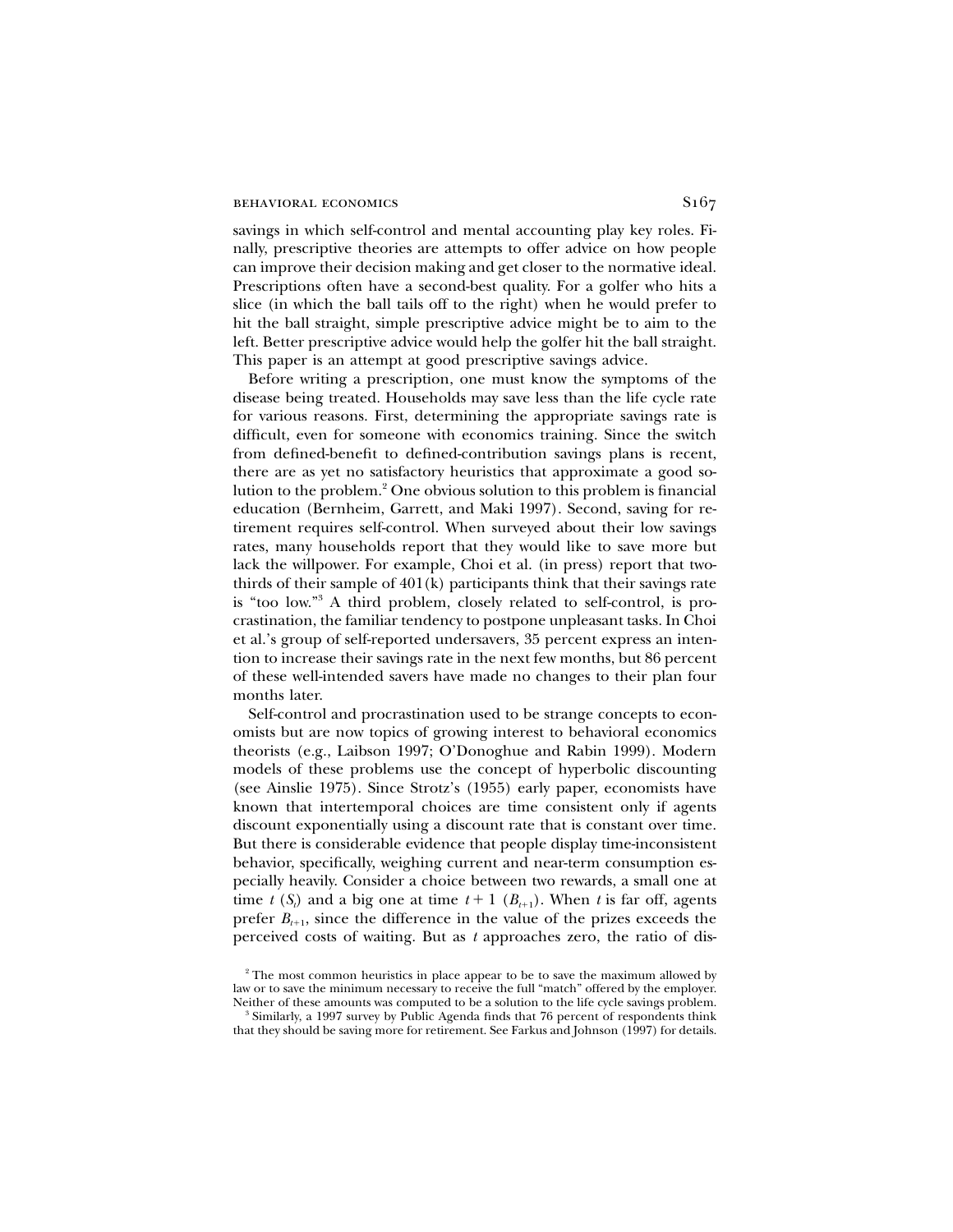savings in which self-control and mental accounting play key roles. Finally, prescriptive theories are attempts to offer advice on how people can improve their decision making and get closer to the normative ideal. Prescriptions often have a second-best quality. For a golfer who hits a slice (in which the ball tails off to the right) when he would prefer to hit the ball straight, simple prescriptive advice might be to aim to the left. Better prescriptive advice would help the golfer hit the ball straight. This paper is an attempt at good prescriptive savings advice.

Before writing a prescription, one must know the symptoms of the disease being treated. Households may save less than the life cycle rate for various reasons. First, determining the appropriate savings rate is difficult, even for someone with economics training. Since the switch from defined-benefit to defined-contribution savings plans is recent, there are as yet no satisfactory heuristics that approximate a good solution to the problem.[2] One obvious solution to this problem is financial education (Bernheim, Garrett, and Maki 1997). Second, saving for retirement requires self-control. When surveyed about their low savings rates, many households report that they would like to save more but lack the willpower. For example, Choi et al. (in press) report that two-thirds of their sample of 401(k) participants think that their savings rate is "too low."[3] A third problem, closely related to self-control, is procrastination, the familiar tendency to postpone unpleasant tasks. In Choi et al.'s group of self-reported undersavers, 35 percent express an intention to increase their savings rate in the next few months, but 86 percent of these well-intended savers have made no changes to their plan four months later.

Self-control and procrastination used to be strange concepts to economists but are now topics of growing interest to behavioral economics theorists (e.g., Laibson 1997; O'Donoghue and Rabin 1999). Modern models of these problems use the concept of hyperbolic discounting (see Ainslie 1975). Since Strotz's (1955) early paper, economists have known that intertemporal choices are time consistent only if agents discount exponentially using a discount rate that is constant over time. But there is considerable evidence that people display time-inconsistent behavior, specifically, weighing current and near-term consumption especially heavily. Consider a choice between two rewards, a small one at time $t$ ($S_t$) and a big one at time $t+1$ ($B_{t+1}$). When $t$ is far off, agents prefer $B_{t+1}$, since the difference in the value of the prizes exceeds the perceived costs of waiting. But as $t$ approaches zero, the ratio of dis-

[2] The most common heuristics in place appear to be to save the maximum allowed by law or to save the minimum necessary to receive the full "match" offered by the employer. Neither of these amounts was computed to be a solution to the life cycle savings problem.

[3] Similarly, a 1997 survey by Public Agenda finds that 76 percent of respondents think that they should be saving more for retirement. See Farkus and Johnson (1997) for details.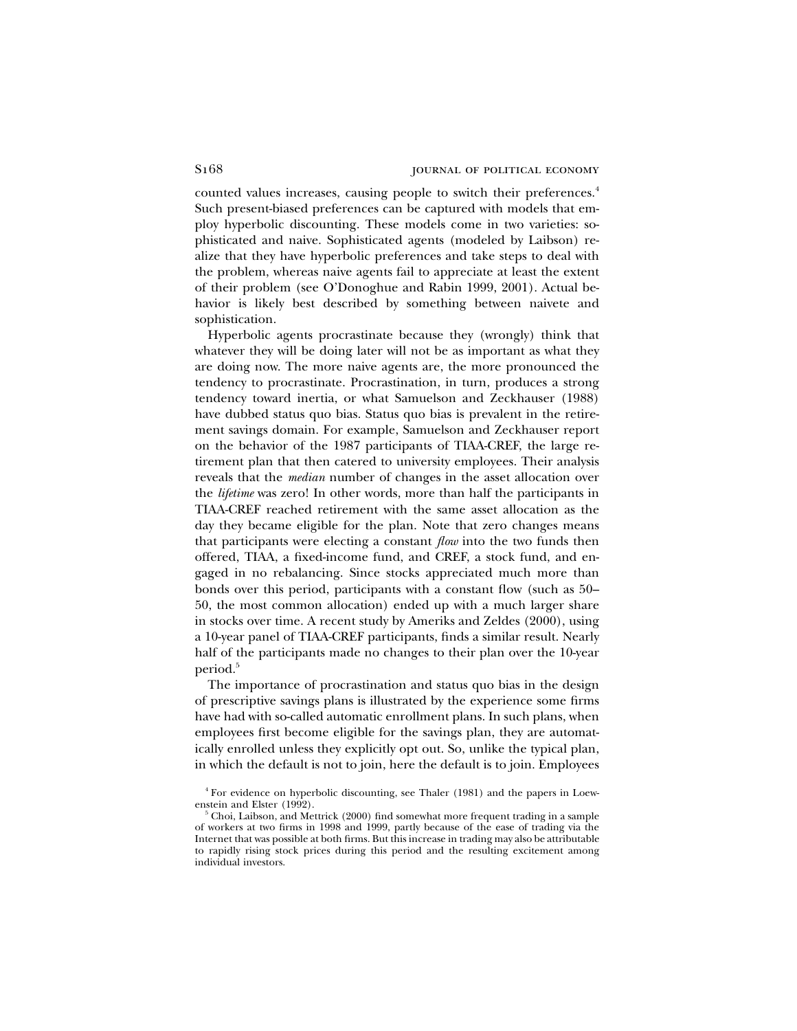counted values increases, causing people to switch their preferences.[4] Such present-biased preferences can be captured with models that employ hyperbolic discounting. These models come in two varieties: sophisticated and naive. Sophisticated agents (modeled by Laibson) realize that they have hyperbolic preferences and take steps to deal with the problem, whereas naive agents fail to appreciate at least the extent of their problem (see O'Donoghue and Rabin 1999, 2001). Actual behavior is likely best described by something between naivete and sophistication.

Hyperbolic agents procrastinate because they (wrongly) think that whatever they will be doing later will not be as important as what they are doing now. The more naive agents are, the more pronounced the tendency to procrastinate. Procrastination, in turn, produces a strong tendency toward inertia, or what Samuelson and Zeckhauser (1988) have dubbed status quo bias. Status quo bias is prevalent in the retirement savings domain. For example, Samuelson and Zeckhauser report on the behavior of the 1987 participants of TIAA-CREF, the large retirement plan that then catered to university employees. Their analysis reveals that the *median* number of changes in the asset allocation over the *lifetime* was zero! In other words, more than half the participants in TIAA-CREF reached retirement with the same asset allocation as the day they became eligible for the plan. Note that zero changes means that participants were electing a constant *flow* into the two funds then offered, TIAA, a fixed-income fund, and CREF, a stock fund, and engaged in no rebalancing. Since stocks appreciated much more than bonds over this period, participants with a constant flow (such as 50–50, the most common allocation) ended up with a much larger share in stocks over time. A recent study by Ameriks and Zeldes (2000), using a 10-year panel of TIAA-CREF participants, finds a similar result. Nearly half of the participants made no changes to their plan over the 10-year period.[5]

The importance of procrastination and status quo bias in the design of prescriptive savings plans is illustrated by the experience some firms have had with so-called automatic enrollment plans. In such plans, when employees first become eligible for the savings plan, they are automatically enrolled unless they explicitly opt out. So, unlike the typical plan, in which the default is not to join, here the default is to join. Employees

[4] For evidence on hyperbolic discounting, see Thaler (1981) and the papers in Loewenstein and Elster (1992).

[5] Choi, Laibson, and Mettrick (2000) find somewhat more frequent trading in a sample of workers at two firms in 1998 and 1999, partly because of the ease of trading via the Internet that was possible at both firms. But this increase in trading may also be attributable to rapidly rising stock prices during this period and the resulting excitement among individual investors.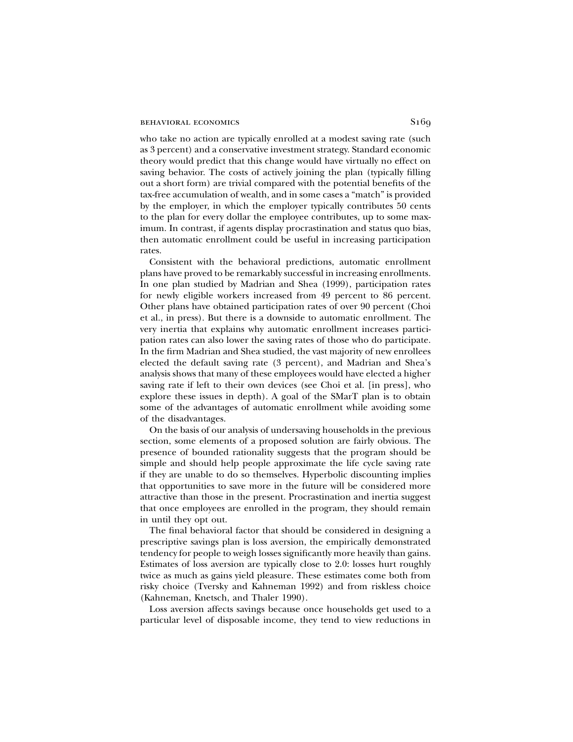who take no action are typically enrolled at a modest saving rate (such as 3 percent) and a conservative investment strategy. Standard economic theory would predict that this change would have virtually no effect on saving behavior. The costs of actively joining the plan (typically filling out a short form) are trivial compared with the potential benefits of the tax-free accumulation of wealth, and in some cases a "match" is provided by the employer, in which the employer typically contributes 50 cents to the plan for every dollar the employee contributes, up to some maximum. In contrast, if agents display procrastination and status quo bias, then automatic enrollment could be useful in increasing participation rates.

Consistent with the behavioral predictions, automatic enrollment plans have proved to be remarkably successful in increasing enrollments. In one plan studied by Madrian and Shea (1999), participation rates for newly eligible workers increased from 49 percent to 86 percent. Other plans have obtained participation rates of over 90 percent (Choi et al., in press). But there is a downside to automatic enrollment. The very inertia that explains why automatic enrollment increases participation rates can also lower the saving rates of those who do participate. In the firm Madrian and Shea studied, the vast majority of new enrollees elected the default saving rate (3 percent), and Madrian and Shea's analysis shows that many of these employees would have elected a higher saving rate if left to their own devices (see Choi et al. [in press], who explore these issues in depth). A goal of the SMarT plan is to obtain some of the advantages of automatic enrollment while avoiding some of the disadvantages.

On the basis of our analysis of undersaving households in the previous section, some elements of a proposed solution are fairly obvious. The presence of bounded rationality suggests that the program should be simple and should help people approximate the life cycle saving rate if they are unable to do so themselves. Hyperbolic discounting implies that opportunities to save more in the future will be considered more attractive than those in the present. Procrastination and inertia suggest that once employees are enrolled in the program, they should remain in until they opt out.

The final behavioral factor that should be considered in designing a prescriptive savings plan is loss aversion, the empirically demonstrated tendency for people to weigh losses significantly more heavily than gains. Estimates of loss aversion are typically close to 2.0: losses hurt roughly twice as much as gains yield pleasure. These estimates come both from risky choice (Tversky and Kahneman 1992) and from riskless choice (Kahneman, Knetsch, and Thaler 1990).

Loss aversion affects savings because once households get used to a particular level of disposable income, they tend to view reductions in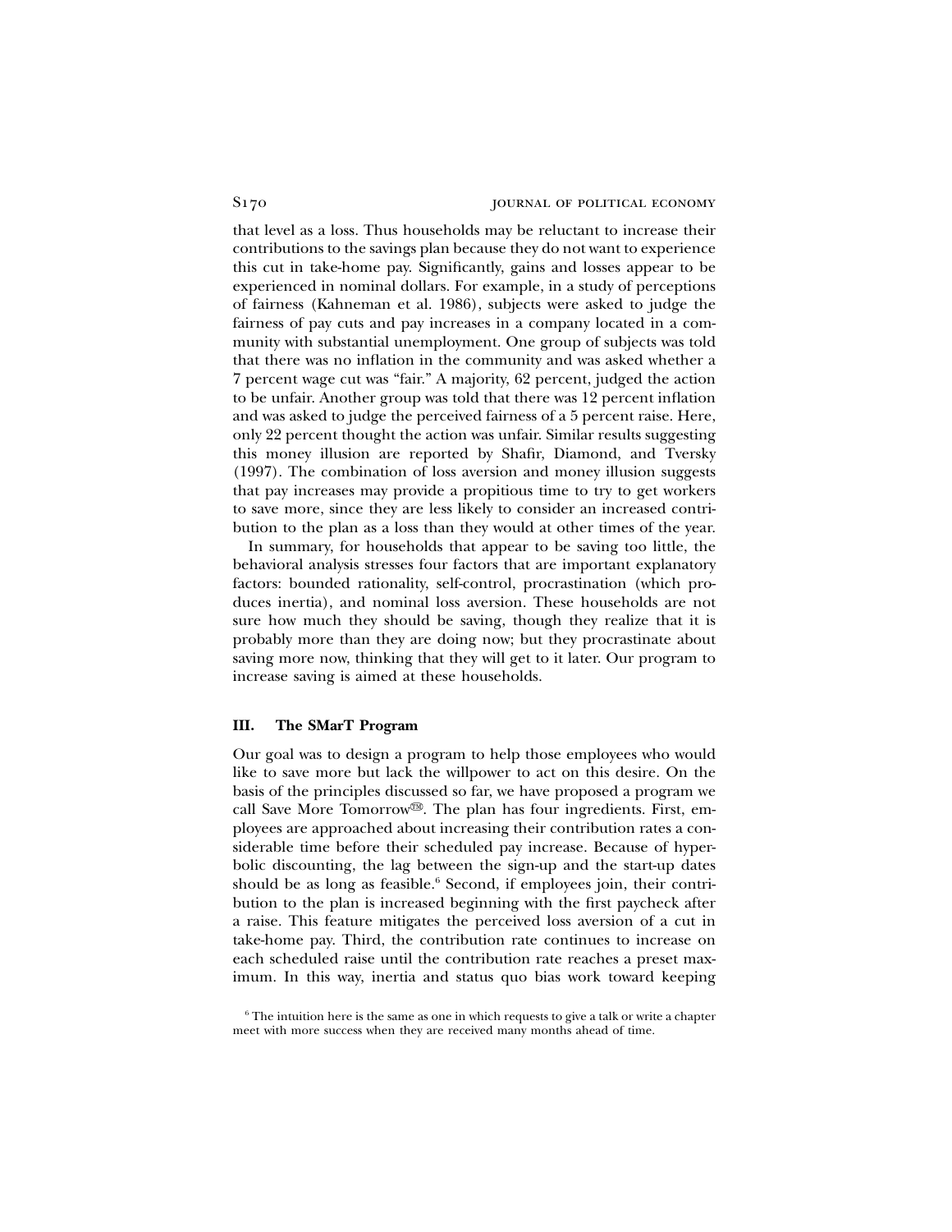that level as a loss. Thus households may be reluctant to increase their contributions to the savings plan because they do not want to experience this cut in take-home pay. Significantly, gains and losses appear to be experienced in nominal dollars. For example, in a study of perceptions of fairness (Kahneman et al. 1986), subjects were asked to judge the fairness of pay cuts and pay increases in a company located in a community with substantial unemployment. One group of subjects was told that there was no inflation in the community and was asked whether a 7 percent wage cut was "fair." A majority, 62 percent, judged the action to be unfair. Another group was told that there was 12 percent inflation and was asked to judge the perceived fairness of a 5 percent raise. Here, only 22 percent thought the action was unfair. Similar results suggesting this money illusion are reported by Shafir, Diamond, and Tversky (1997). The combination of loss aversion and money illusion suggests that pay increases may provide a propitious time to try to get workers to save more, since they are less likely to consider an increased contribution to the plan as a loss than they would at other times of the year.

In summary, for households that appear to be saving too little, the behavioral analysis stresses four factors that are important explanatory factors: bounded rationality, self-control, procrastination (which produces inertia), and nominal loss aversion. These households are not sure how much they should be saving, though they realize that it is probably more than they are doing now; but they procrastinate about saving more now, thinking that they will get to it later. Our program to increase saving is aimed at these households.

## III. The SMarT Program

Our goal was to design a program to help those employees who would like to save more but lack the willpower to act on this desire. On the basis of the principles discussed so far, we have proposed a program we call Save More Tomorrow™. The plan has four ingredients. First, employees are approached about increasing their contribution rates a considerable time before their scheduled pay increase. Because of hyperbolic discounting, the lag between the sign-up and the start-up dates should be as long as feasible.[6] Second, if employees join, their contribution to the plan is increased beginning with the first paycheck after a raise. This feature mitigates the perceived loss aversion of a cut in take-home pay. Third, the contribution rate continues to increase on each scheduled raise until the contribution rate reaches a preset maximum. In this way, inertia and status quo bias work toward keeping

[6] The intuition here is the same as one in which requests to give a talk or write a chapter meet with more success when they are received many months ahead of time.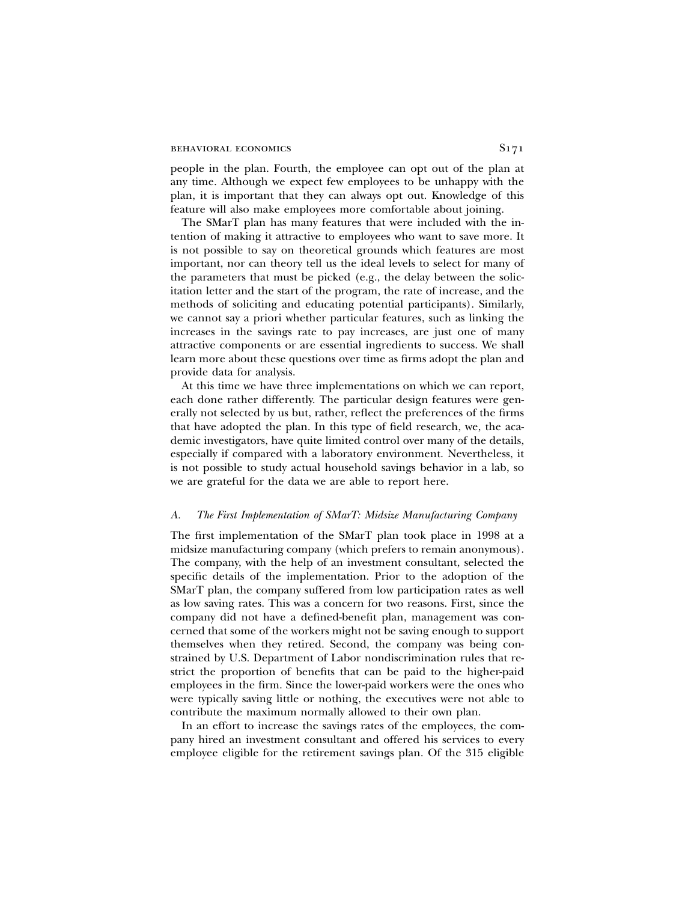people in the plan. Fourth, the employee can opt out of the plan at any time. Although we expect few employees to be unhappy with the plan, it is important that they can always opt out. Knowledge of this feature will also make employees more comfortable about joining.

The SMarT plan has many features that were included with the intention of making it attractive to employees who want to save more. It is not possible to say on theoretical grounds which features are most important, nor can theory tell us the ideal levels to select for many of the parameters that must be picked (e.g., the delay between the solicitation letter and the start of the program, the rate of increase, and the methods of soliciting and educating potential participants). Similarly, we cannot say a priori whether particular features, such as linking the increases in the savings rate to pay increases, are just one of many attractive components or are essential ingredients to success. We shall learn more about these questions over time as firms adopt the plan and provide data for analysis.

At this time we have three implementations on which we can report, each done rather differently. The particular design features were generally not selected by us but, rather, reflect the preferences of the firms that have adopted the plan. In this type of field research, we, the academic investigators, have quite limited control over many of the details, especially if compared with a laboratory environment. Nevertheless, it is not possible to study actual household savings behavior in a lab, so we are grateful for the data we are able to report here.

### *A. The First Implementation of SMarT: Midsize Manufacturing Company*

The first implementation of the SMarT plan took place in 1998 at a midsize manufacturing company (which prefers to remain anonymous). The company, with the help of an investment consultant, selected the specific details of the implementation. Prior to the adoption of the SMarT plan, the company suffered from low participation rates as well as low saving rates. This was a concern for two reasons. First, since the company did not have a defined-benefit plan, management was concerned that some of the workers might not be saving enough to support themselves when they retired. Second, the company was being constrained by U.S. Department of Labor nondiscrimination rules that restrict the proportion of benefits that can be paid to the higher-paid employees in the firm. Since the lower-paid workers were the ones who were typically saving little or nothing, the executives were not able to contribute the maximum normally allowed to their own plan.

In an effort to increase the savings rates of the employees, the company hired an investment consultant and offered his services to every employee eligible for the retirement savings plan. Of the 315 eligible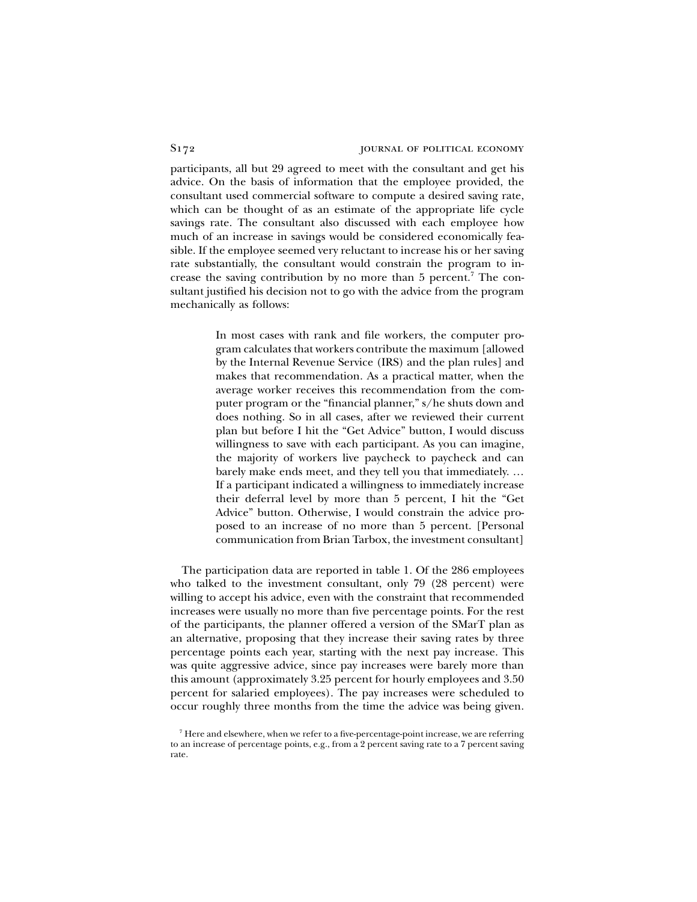participants, all but 29 agreed to meet with the consultant and get his advice. On the basis of information that the employee provided, the consultant used commercial software to compute a desired saving rate, which can be thought of as an estimate of the appropriate life cycle savings rate. The consultant also discussed with each employee how much of an increase in savings would be considered economically feasible. If the employee seemed very reluctant to increase his or her saving rate substantially, the consultant would constrain the program to increase the saving contribution by no more than 5 percent.[7] The consultant justified his decision not to go with the advice from the program mechanically as follows:

> In most cases with rank and file workers, the computer program calculates that workers contribute the maximum [allowed by the Internal Revenue Service (IRS) and the plan rules] and makes that recommendation. As a practical matter, when the average worker receives this recommendation from the computer program or the "financial planner," s/he shuts down and does nothing. So in all cases, after we reviewed their current plan but before I hit the "Get Advice" button, I would discuss willingness to save with each participant. As you can imagine, the majority of workers live paycheck to paycheck and can barely make ends meet, and they tell you that immediately. … If a participant indicated a willingness to immediately increase their deferral level by more than 5 percent, I hit the "Get Advice" button. Otherwise, I would constrain the advice proposed to an increase of no more than 5 percent. [Personal communication from Brian Tarbox, the investment consultant]

The participation data are reported in table 1. Of the 286 employees who talked to the investment consultant, only 79 (28 percent) were willing to accept his advice, even with the constraint that recommended increases were usually no more than five percentage points. For the rest of the participants, the planner offered a version of the SMarT plan as an alternative, proposing that they increase their saving rates by three percentage points each year, starting with the next pay increase. This was quite aggressive advice, since pay increases were barely more than this amount (approximately 3.25 percent for hourly employees and 3.50 percent for salaried employees). The pay increases were scheduled to occur roughly three months from the time the advice was being given.

[7] Here and elsewhere, when we refer to a five-percentage-point increase, we are referring to an increase of percentage points, e.g., from a 2 percent saving rate to a 7 percent saving rate.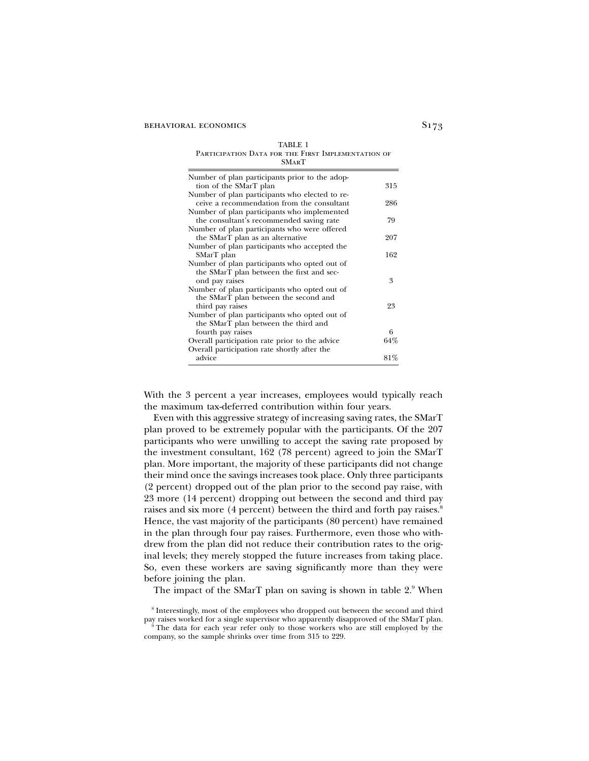TABLE 1
Participation Data for the First Implementation of SMarT

| | |
|---|---|
| Number of plan participants prior to the adoption of the SMarT plan | 315 |
| Number of plan participants who elected to receive a recommendation from the consultant | 286 |
| Number of plan participants who implemented the consultant's recommended saving rate | 79 |
| Number of plan participants who were offered the SMarT plan as an alternative | 207 |
| Number of plan participants who accepted the SMarT plan | 162 |
| Number of plan participants who opted out of the SMarT plan between the first and second pay raises | 3 |
| Number of plan participants who opted out of the SMarT plan between the second and third pay raises | 23 |
| Number of plan participants who opted out of the SMarT plan between the third and fourth pay raises | 6 |
| Overall participation rate prior to the advice | 64% |
| Overall participation rate shortly after the advice | 81% |

With the 3 percent a year increases, employees would typically reach the maximum tax-deferred contribution within four years.

Even with this aggressive strategy of increasing saving rates, the SMarT plan proved to be extremely popular with the participants. Of the 207 participants who were unwilling to accept the saving rate proposed by the investment consultant, 162 (78 percent) agreed to join the SMarT plan. More important, the majority of these participants did not change their mind once the savings increases took place. Only three participants (2 percent) dropped out of the plan prior to the second pay raise, with 23 more (14 percent) dropping out between the second and third pay raises and six more (4 percent) between the third and forth pay raises.[8] Hence, the vast majority of the participants (80 percent) have remained in the plan through four pay raises. Furthermore, even those who withdrew from the plan did not reduce their contribution rates to the original levels; they merely stopped the future increases from taking place. So, even these workers are saving significantly more than they were before joining the plan.

The impact of the SMarT plan on saving is shown in table 2.[9] When

[8] Interestingly, most of the employees who dropped out between the second and third pay raises worked for a single supervisor who apparently disapproved of the SMarT plan.

[9] The data for each year refer only to those workers who are still employed by the company, so the sample shrinks over time from 315 to 229.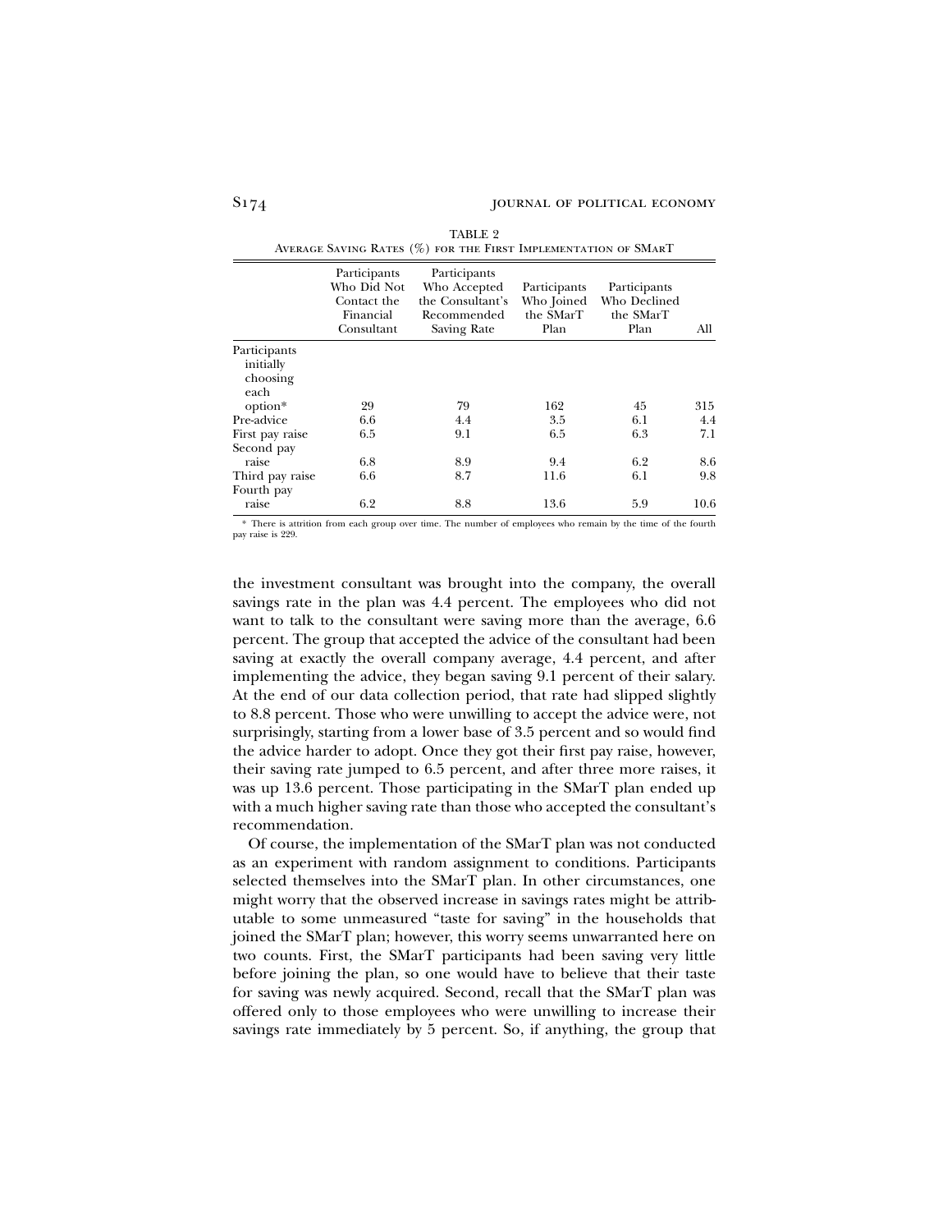TABLE 2

Average Saving Rates (%) for the First Implementation of SMarT

| | Participants Who Did Not Contact the Financial Consultant | Participants Who Accepted the Consultant's Recommended Saving Rate | Participants Who Joined the SMarT Plan | Participants Who Declined the SMarT Plan | All |
|---|---|---|---|---|---|
| Participants initially choosing each option* | 29 | 79 | 162 | 45 | 315 |
| Pre-advice | 6.6 | 4.4 | 3.5 | 6.1 | 4.4 |
| First pay raise | 6.5 | 9.1 | 6.5 | 6.3 | 7.1 |
| Second pay raise | 6.8 | 8.9 | 9.4 | 6.2 | 8.6 |
| Third pay raise | 6.6 | 8.7 | 11.6 | 6.1 | 9.8 |
| Fourth pay raise | 6.2 | 8.8 | 13.6 | 5.9 | 10.6 |

* There is attrition from each group over time. The number of employees who remain by the time of the fourth pay raise is 229.

the investment consultant was brought into the company, the overall savings rate in the plan was 4.4 percent. The employees who did not want to talk to the consultant were saving more than the average, 6.6 percent. The group that accepted the advice of the consultant had been saving at exactly the overall company average, 4.4 percent, and after implementing the advice, they began saving 9.1 percent of their salary. At the end of our data collection period, that rate had slipped slightly to 8.8 percent. Those who were unwilling to accept the advice were, not surprisingly, starting from a lower base of 3.5 percent and so would find the advice harder to adopt. Once they got their first pay raise, however, their saving rate jumped to 6.5 percent, and after three more raises, it was up 13.6 percent. Those participating in the SMarT plan ended up with a much higher saving rate than those who accepted the consultant's recommendation.

Of course, the implementation of the SMarT plan was not conducted as an experiment with random assignment to conditions. Participants selected themselves into the SMarT plan. In other circumstances, one might worry that the observed increase in savings rates might be attributable to some unmeasured "taste for saving" in the households that joined the SMarT plan; however, this worry seems unwarranted here on two counts. First, the SMarT participants had been saving very little before joining the plan, so one would have to believe that their taste for saving was newly acquired. Second, recall that the SMarT plan was offered only to those employees who were unwilling to increase their savings rate immediately by 5 percent. So, if anything, the group that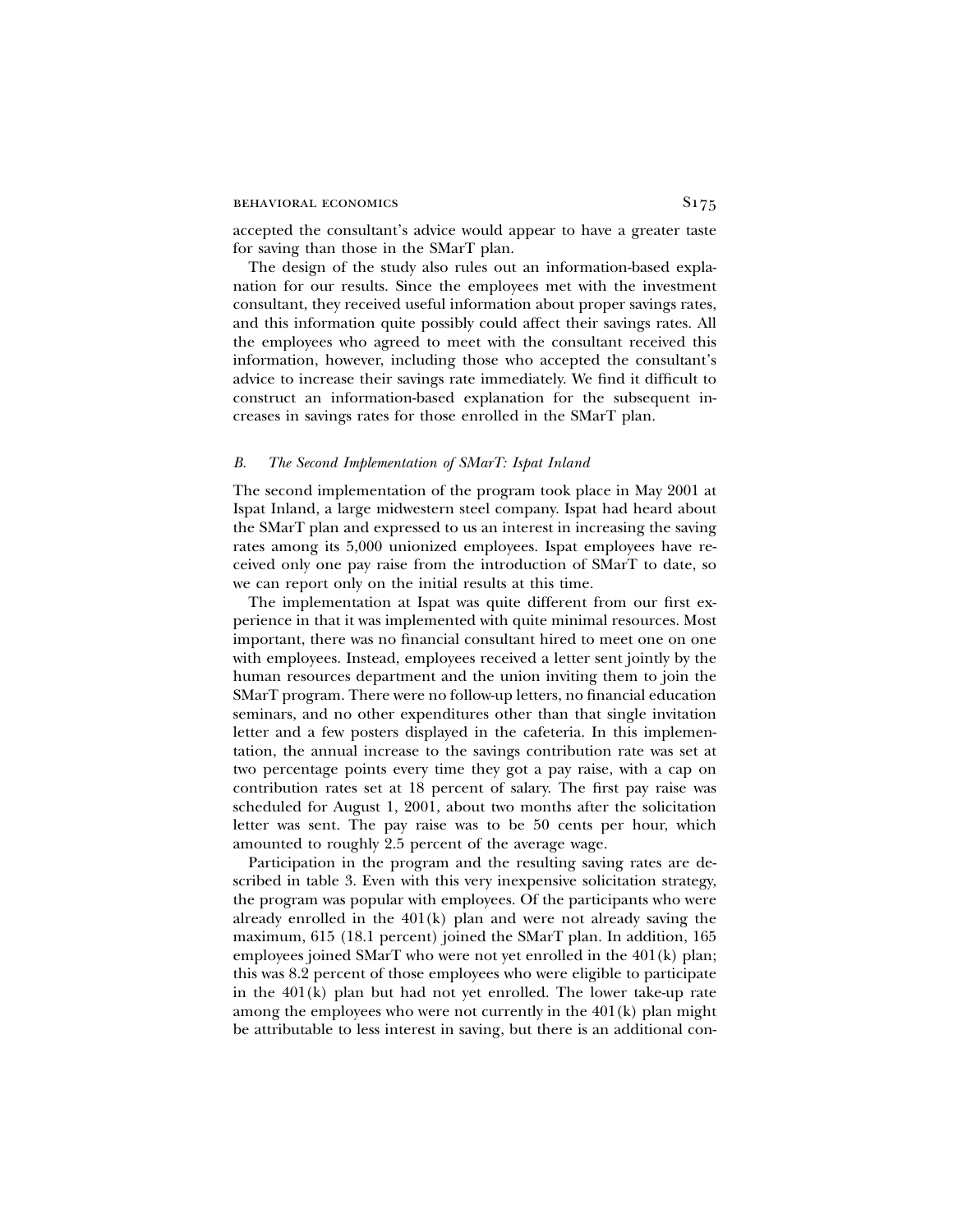accepted the consultant's advice would appear to have a greater taste for saving than those in the SMarT plan.

The design of the study also rules out an information-based explanation for our results. Since the employees met with the investment consultant, they received useful information about proper savings rates, and this information quite possibly could affect their savings rates. All the employees who agreed to meet with the consultant received this information, however, including those who accepted the consultant's advice to increase their savings rate immediately. We find it difficult to construct an information-based explanation for the subsequent increases in savings rates for those enrolled in the SMarT plan.

### *B. The Second Implementation of SMarT: Ispat Inland*

The second implementation of the program took place in May 2001 at Ispat Inland, a large midwestern steel company. Ispat had heard about the SMarT plan and expressed to us an interest in increasing the saving rates among its 5,000 unionized employees. Ispat employees have received only one pay raise from the introduction of SMarT to date, so we can report only on the initial results at this time.

The implementation at Ispat was quite different from our first experience in that it was implemented with quite minimal resources. Most important, there was no financial consultant hired to meet one on one with employees. Instead, employees received a letter sent jointly by the human resources department and the union inviting them to join the SMarT program. There were no follow-up letters, no financial education seminars, and no other expenditures other than that single invitation letter and a few posters displayed in the cafeteria. In this implementation, the annual increase to the savings contribution rate was set at two percentage points every time they got a pay raise, with a cap on contribution rates set at 18 percent of salary. The first pay raise was scheduled for August 1, 2001, about two months after the solicitation letter was sent. The pay raise was to be 50 cents per hour, which amounted to roughly 2.5 percent of the average wage.

Participation in the program and the resulting saving rates are described in table 3. Even with this very inexpensive solicitation strategy, the program was popular with employees. Of the participants who were already enrolled in the 401(k) plan and were not already saving the maximum, 615 (18.1 percent) joined the SMarT plan. In addition, 165 employees joined SMarT who were not yet enrolled in the 401(k) plan; this was 8.2 percent of those employees who were eligible to participate in the 401(k) plan but had not yet enrolled. The lower take-up rate among the employees who were not currently in the 401(k) plan might be attributable to less interest in saving, but there is an additional con-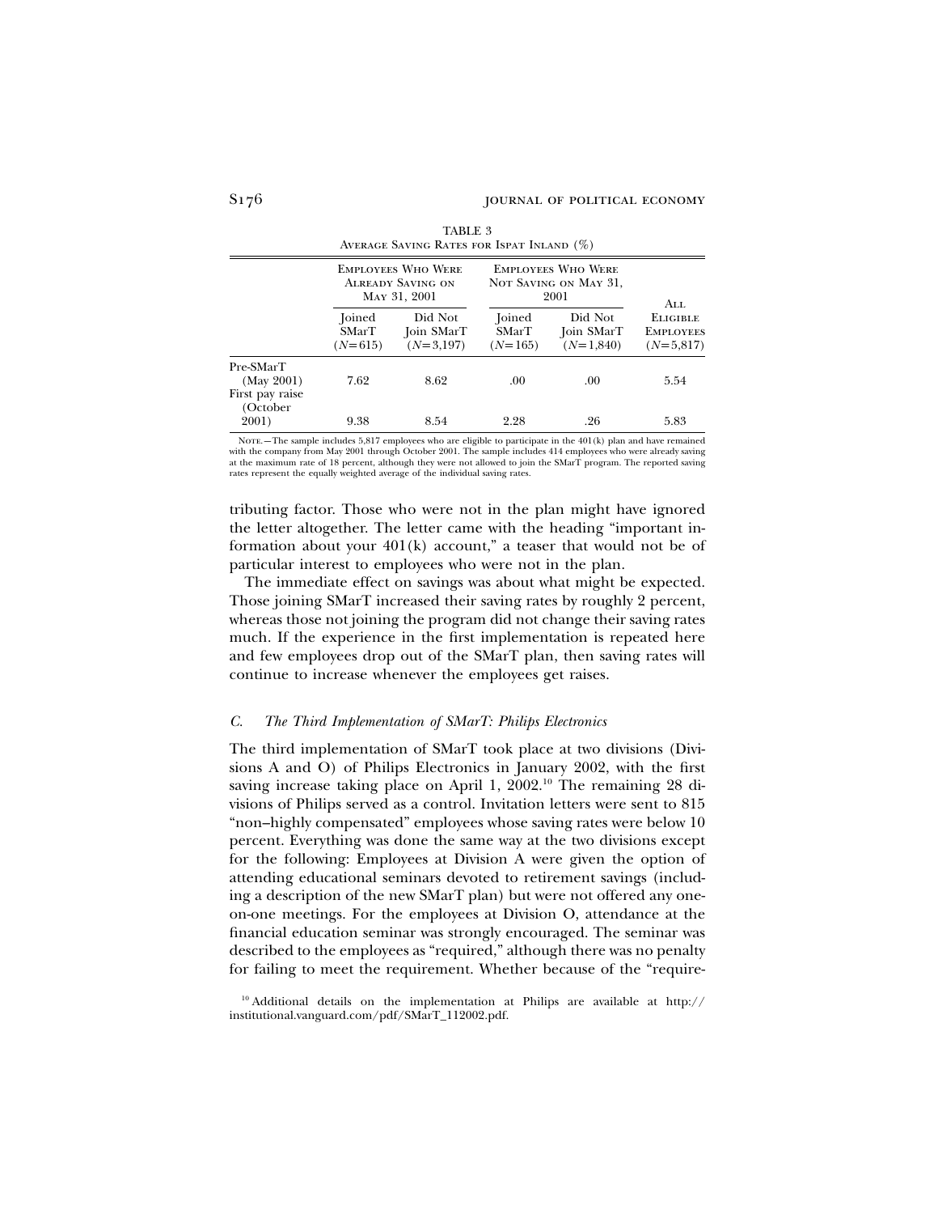TABLE 3

Average Saving Rates for Ispat Inland (%)

| | Employees Who Were Already Saving on May 31, 2001 | | Employees Who Were Not Saving on May 31, 2001 | | All Eligible Employees ($N=5{,}817$) |
|---|---|---|---|---|---|
| | Joined SMarT ($N=615$) | Did Not Join SMarT ($N=3{,}197$) | Joined SMarT ($N=165$) | Did Not Join SMarT ($N=1{,}840$) | |
| Pre-SMarT (May 2001) | 7.62 | 8.62 | .00 | .00 | 5.54 |
| First pay raise (October 2001) | 9.38 | 8.54 | 2.28 | .26 | 5.83 |

Note.—The sample includes 5,817 employees who are eligible to participate in the 401(k) plan and have remained with the company from May 2001 through October 2001. The sample includes 414 employees who were already saving at the maximum rate of 18 percent, although they were not allowed to join the SMarT program. The reported saving rates represent the equally weighted average of the individual saving rates.

tributing factor. Those who were not in the plan might have ignored the letter altogether. The letter came with the heading "important information about your 401(k) account," a teaser that would not be of particular interest to employees who were not in the plan.

The immediate effect on savings was about what might be expected. Those joining SMarT increased their saving rates by roughly 2 percent, whereas those not joining the program did not change their saving rates much. If the experience in the first implementation is repeated here and few employees drop out of the SMarT plan, then saving rates will continue to increase whenever the employees get raises.

### *C. The Third Implementation of SMarT: Philips Electronics*

The third implementation of SMarT took place at two divisions (Divisions A and O) of Philips Electronics in January 2002, with the first saving increase taking place on April 1, 2002.[10] The remaining 28 divisions of Philips served as a control. Invitation letters were sent to 815 "non–highly compensated" employees whose saving rates were below 10 percent. Everything was done the same way at the two divisions except for the following: Employees at Division A were given the option of attending educational seminars devoted to retirement savings (including a description of the new SMarT plan) but were not offered any one-on-one meetings. For the employees at Division O, attendance at the financial education seminar was strongly encouraged. The seminar was described to the employees as "required," although there was no penalty for failing to meet the requirement. Whether because of the "require-

[10] Additional details on the implementation at Philips are available at http://institutional.vanguard.com/pdf/SMarT_112002.pdf.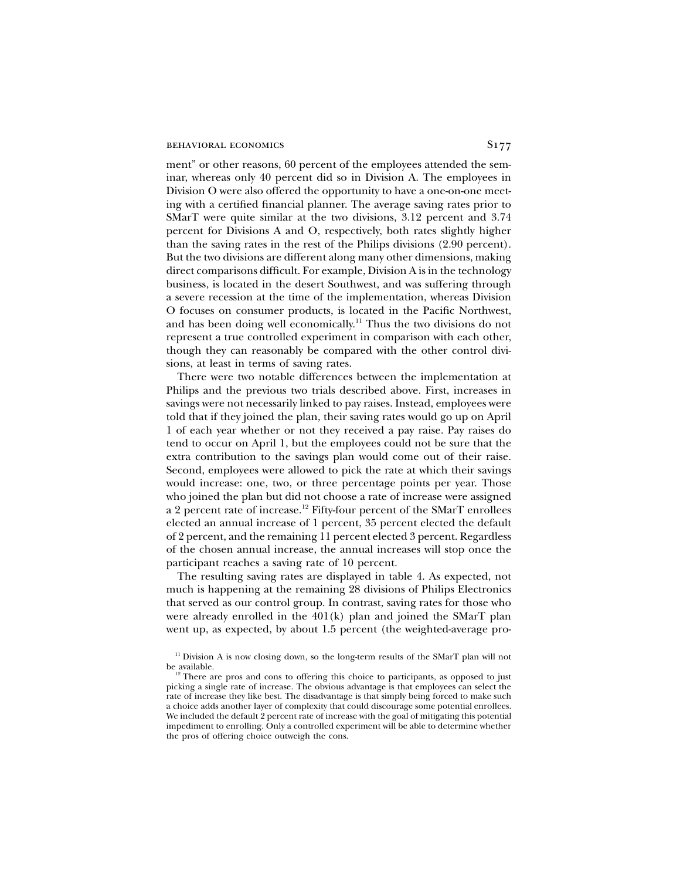ment" or other reasons, 60 percent of the employees attended the seminar, whereas only 40 percent did so in Division A. The employees in Division O were also offered the opportunity to have a one-on-one meeting with a certified financial planner. The average saving rates prior to SMarT were quite similar at the two divisions, 3.12 percent and 3.74 percent for Divisions A and O, respectively, both rates slightly higher than the saving rates in the rest of the Philips divisions (2.90 percent). But the two divisions are different along many other dimensions, making direct comparisons difficult. For example, Division A is in the technology business, is located in the desert Southwest, and was suffering through a severe recession at the time of the implementation, whereas Division O focuses on consumer products, is located in the Pacific Northwest, and has been doing well economically.[11] Thus the two divisions do not represent a true controlled experiment in comparison with each other, though they can reasonably be compared with the other control divisions, at least in terms of saving rates.

There were two notable differences between the implementation at Philips and the previous two trials described above. First, increases in savings were not necessarily linked to pay raises. Instead, employees were told that if they joined the plan, their saving rates would go up on April 1 of each year whether or not they received a pay raise. Pay raises do tend to occur on April 1, but the employees could not be sure that the extra contribution to the savings plan would come out of their raise. Second, employees were allowed to pick the rate at which their savings would increase: one, two, or three percentage points per year. Those who joined the plan but did not choose a rate of increase were assigned a 2 percent rate of increase.[12] Fifty-four percent of the SMarT enrollees elected an annual increase of 1 percent, 35 percent elected the default of 2 percent, and the remaining 11 percent elected 3 percent. Regardless of the chosen annual increase, the annual increases will stop once the participant reaches a saving rate of 10 percent.

The resulting saving rates are displayed in table 4. As expected, not much is happening at the remaining 28 divisions of Philips Electronics that served as our control group. In contrast, saving rates for those who were already enrolled in the 401(k) plan and joined the SMarT plan went up, as expected, by about 1.5 percent (the weighted-average pro-

[11] Division A is now closing down, so the long-term results of the SMarT plan will not be available.

[12] There are pros and cons to offering this choice to participants, as opposed to just picking a single rate of increase. The obvious advantage is that employees can select the rate of increase they like best. The disadvantage is that simply being forced to make such a choice adds another layer of complexity that could discourage some potential enrollees. We included the default 2 percent rate of increase with the goal of mitigating this potential impediment to enrolling. Only a controlled experiment will be able to determine whether the pros of offering choice outweigh the cons.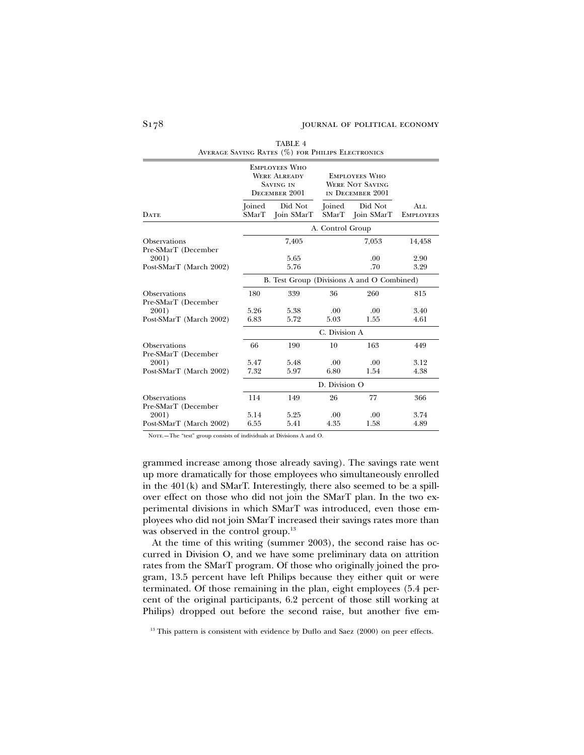TABLE 4

Average Saving Rates (%) for Philips Electronics

| Date | Employees Who Were Already Saving in December 2001 | | Employees Who Were Not Saving in December 2001 | | All Employees |
|---|---|---|---|---|---|
| | Joined SMarT | Did Not Join SMarT | Joined SMarT | Did Not Join SMarT | |
| | A. Control Group | | | | |
| Observations | | 7,405 | | 7,053 | 14,458 |
| Pre-SMarT (December 2001) | | 5.65 | | .00 | 2.90 |
| Post-SMarT (March 2002) | | 5.76 | | .70 | 3.29 |
| | B. Test Group (Divisions A and O Combined) | | | | |
| Observations | 180 | 339 | 36 | 260 | 815 |
| Pre-SMarT (December 2001) | 5.26 | 5.38 | .00 | .00 | 3.40 |
| Post-SMarT (March 2002) | 6.83 | 5.72 | 5.03 | 1.55 | 4.61 |
| | C. Division A | | | | |
| Observations | 66 | 190 | 10 | 163 | 449 |
| Pre-SMarT (December 2001) | 5.47 | 5.48 | .00 | .00 | 3.12 |
| Post-SMarT (March 2002) | 7.32 | 5.97 | 6.80 | 1.54 | 4.38 |
| | D. Division O | | | | |
| Observations | 114 | 149 | 26 | 77 | 366 |
| Pre-SMarT (December 2001) | 5.14 | 5.25 | .00 | .00 | 3.74 |
| Post-SMarT (March 2002) | 6.55 | 5.41 | 4.35 | 1.58 | 4.89 |

Note.—The "test" group consists of individuals at Divisions A and O.

grammed increase among those already saving). The savings rate went up more dramatically for those employees who simultaneously enrolled in the 401(k) and SMarT. Interestingly, there also seemed to be a spillover effect on those who did not join the SMarT plan. In the two experimental divisions in which SMarT was introduced, even those employees who did not join SMarT increased their savings rates more than was observed in the control group.[13]

At the time of this writing (summer 2003), the second raise has occurred in Division O, and we have some preliminary data on attrition rates from the SMarT program. Of those who originally joined the program, 13.5 percent have left Philips because they either quit or were terminated. Of those remaining in the plan, eight employees (5.4 percent of the original participants, 6.2 percent of those still working at Philips) dropped out before the second raise, but another five em-

[13] This pattern is consistent with evidence by Duflo and Saez (2000) on peer effects.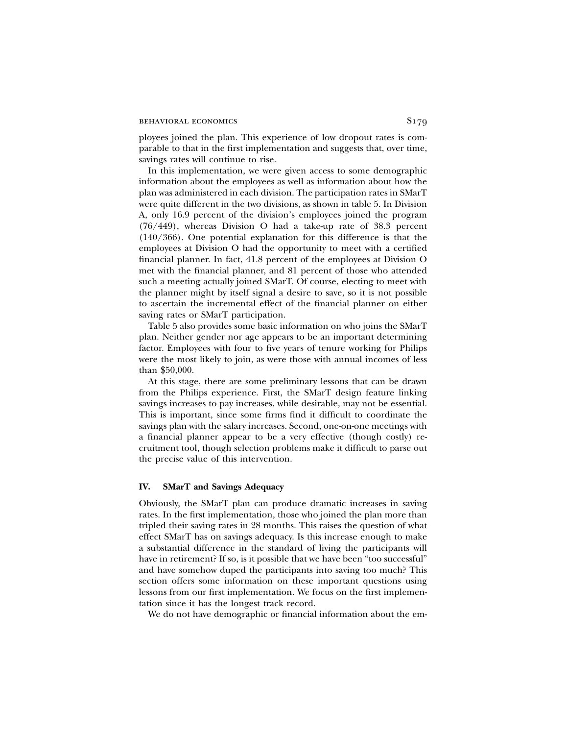ployees joined the plan. This experience of low dropout rates is comparable to that in the first implementation and suggests that, over time, savings rates will continue to rise.

In this implementation, we were given access to some demographic information about the employees as well as information about how the plan was administered in each division. The participation rates in SMarT were quite different in the two divisions, as shown in table 5. In Division A, only 16.9 percent of the division's employees joined the program (76/449), whereas Division O had a take-up rate of 38.3 percent (140/366). One potential explanation for this difference is that the employees at Division O had the opportunity to meet with a certified financial planner. In fact, 41.8 percent of the employees at Division O met with the financial planner, and 81 percent of those who attended such a meeting actually joined SMarT. Of course, electing to meet with the planner might by itself signal a desire to save, so it is not possible to ascertain the incremental effect of the financial planner on either saving rates or SMarT participation.

Table 5 also provides some basic information on who joins the SMarT plan. Neither gender nor age appears to be an important determining factor. Employees with four to five years of tenure working for Philips were the most likely to join, as were those with annual incomes of less than $50,000.

At this stage, there are some preliminary lessons that can be drawn from the Philips experience. First, the SMarT design feature linking savings increases to pay increases, while desirable, may not be essential. This is important, since some firms find it difficult to coordinate the savings plan with the salary increases. Second, one-on-one meetings with a financial planner appear to be a very effective (though costly) recruitment tool, though selection problems make it difficult to parse out the precise value of this intervention.

## IV. SMarT and Savings Adequacy

Obviously, the SMarT plan can produce dramatic increases in saving rates. In the first implementation, those who joined the plan more than tripled their saving rates in 28 months. This raises the question of what effect SMarT has on savings adequacy. Is this increase enough to make a substantial difference in the standard of living the participants will have in retirement? If so, is it possible that we have been "too successful" and have somehow duped the participants into saving too much? This section offers some information on these important questions using lessons from our first implementation. We focus on the first implementation since it has the longest track record.

We do not have demographic or financial information about the em-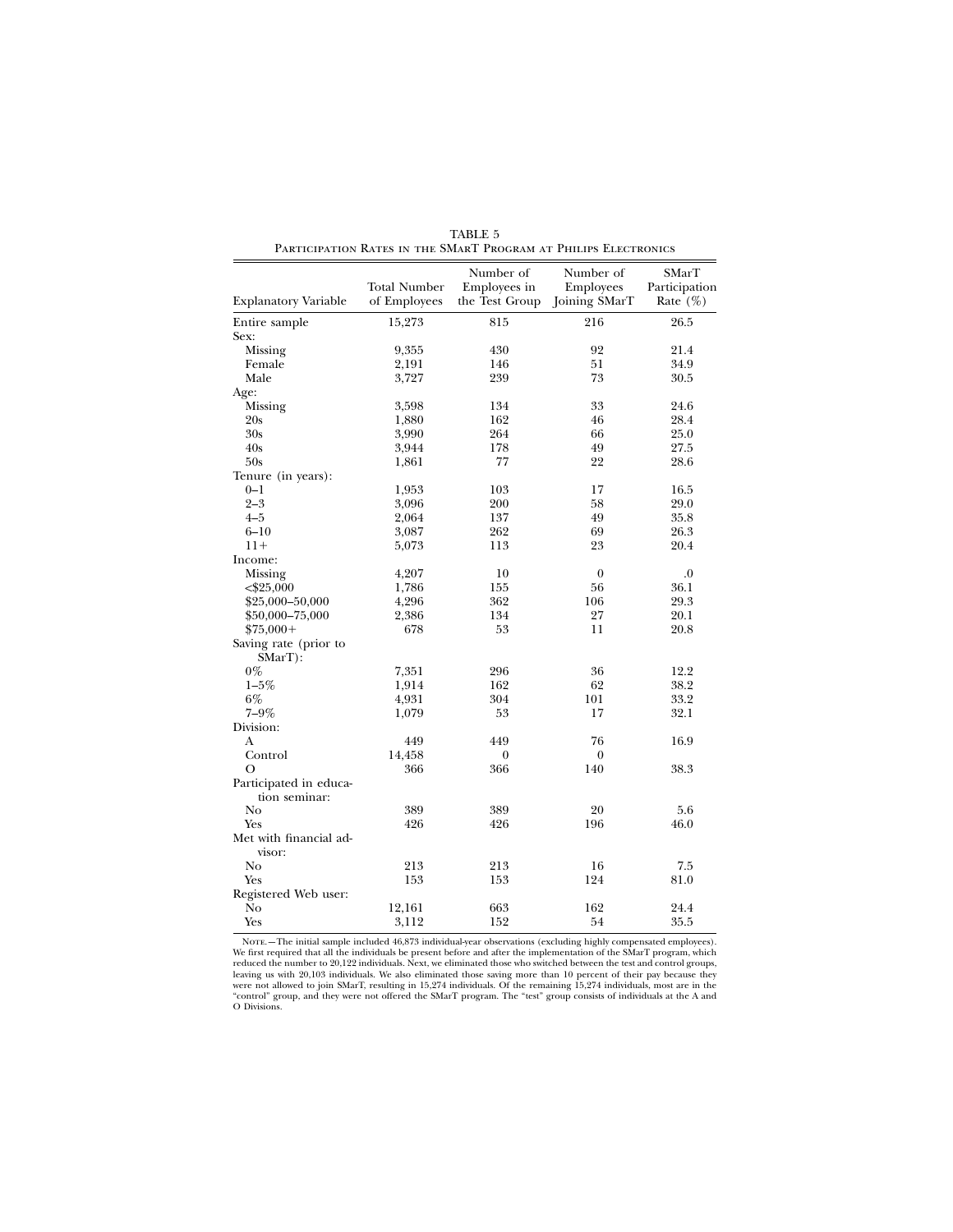TABLE 5

Participation Rates in the SMarT Program at Philips Electronics

| Explanatory Variable | Total Number of Employees | Number of Employees in the Test Group | Number of Employees Joining SMarT | SMarT Participation Rate (%) |
|---|---|---|---|---|
| Entire sample | 15,273 | 815 | 216 | 26.5 |
| Sex: | | | | |
| Missing | 9,355 | 430 | 92 | 21.4 |
| Female | 2,191 | 146 | 51 | 34.9 |
| Male | 3,727 | 239 | 73 | 30.5 |
| Age: | | | | |
| Missing | 3,598 | 134 | 33 | 24.6 |
| 20s | 1,880 | 162 | 46 | 28.4 |
| 30s | 3,990 | 264 | 66 | 25.0 |
| 40s | 3,944 | 178 | 49 | 27.5 |
| 50s | 1,861 | 77 | 22 | 28.6 |
| Tenure (in years): | | | | |
| 0–1 | 1,953 | 103 | 17 | 16.5 |
| 2–3 | 3,096 | 200 | 58 | 29.0 |
| 4–5 | 2,064 | 137 | 49 | 35.8 |
| 6–10 | 3,087 | 262 | 69 | 26.3 |
| 11+ | 5,073 | 113 | 23 | 20.4 |
| Income: | | | | |
| Missing | 4,207 | 10 | 0 | .0 |
| <$25,000 | 1,786 | 155 | 56 | 36.1 |
| $25,000–50,000 | 4,296 | 362 | 106 | 29.3 |
| $50,000–75,000 | 2,386 | 134 | 27 | 20.1 |
| $75,000+ | 678 | 53 | 11 | 20.8 |
| Saving rate (prior to SMarT): | | | | |
| 0% | 7,351 | 296 | 36 | 12.2 |
| 1–5% | 1,914 | 162 | 62 | 38.2 |
| 6% | 4,931 | 304 | 101 | 33.2 |
| 7–9% | 1,079 | 53 | 17 | 32.1 |
| Division: | | | | |
| A | 449 | 449 | 76 | 16.9 |
| Control | 14,458 | 0 | 0 | |
| O | 366 | 366 | 140 | 38.3 |
| Participated in education seminar: | | | | |
| No | 389 | 389 | 20 | 5.6 |
| Yes | 426 | 426 | 196 | 46.0 |
| Met with financial advisor: | | | | |
| No | 213 | 213 | 16 | 7.5 |
| Yes | 153 | 153 | 124 | 81.0 |
| Registered Web user: | | | | |
| No | 12,161 | 663 | 162 | 24.4 |
| Yes | 3,112 | 152 | 54 | 35.5 |

Note.—The initial sample included 46,873 individual-year observations (excluding highly compensated employees). We first required that all the individuals be present before and after the implementation of the SMarT program, which reduced the number to 20,122 individuals. Next, we eliminated those who switched between the test and control groups, leaving us with 20,103 individuals. We also eliminated those saving more than 10 percent of their pay because they were not allowed to join SMarT, resulting in 15,274 individuals. Of the remaining 15,274 individuals, most are in the "control" group, and they were not offered the SMarT program. The "test" group consists of individuals at the A and O Divisions.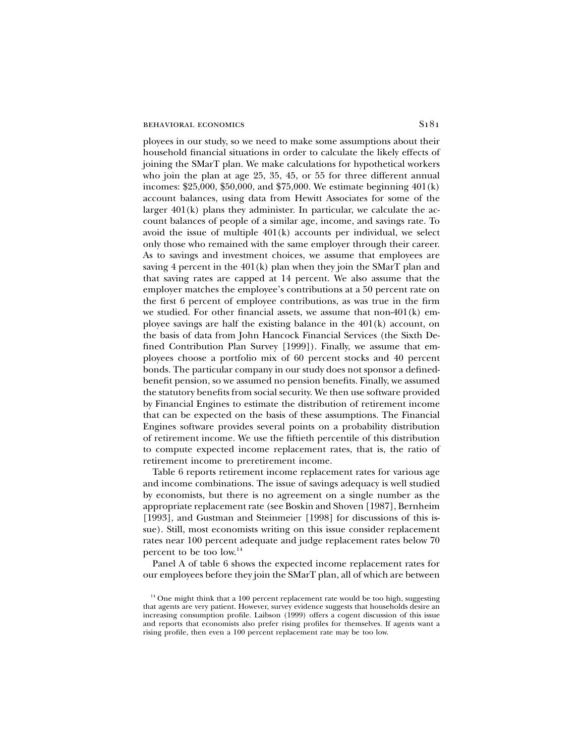ployees in our study, so we need to make some assumptions about their household financial situations in order to calculate the likely effects of joining the SMarT plan. We make calculations for hypothetical workers who join the plan at age 25, 35, 45, or 55 for three different annual incomes: $25,000, $50,000, and $75,000. We estimate beginning 401(k) account balances, using data from Hewitt Associates for some of the larger 401(k) plans they administer. In particular, we calculate the account balances of people of a similar age, income, and savings rate. To avoid the issue of multiple 401(k) accounts per individual, we select only those who remained with the same employer through their career. As to savings and investment choices, we assume that employees are saving 4 percent in the 401(k) plan when they join the SMarT plan and that saving rates are capped at 14 percent. We also assume that the employer matches the employee's contributions at a 50 percent rate on the first 6 percent of employee contributions, as was true in the firm we studied. For other financial assets, we assume that non-401(k) employee savings are half the existing balance in the 401(k) account, on the basis of data from John Hancock Financial Services (the Sixth Defined Contribution Plan Survey [1999]). Finally, we assume that employees choose a portfolio mix of 60 percent stocks and 40 percent bonds. The particular company in our study does not sponsor a defined-benefit pension, so we assumed no pension benefits. Finally, we assumed the statutory benefits from social security. We then use software provided by Financial Engines to estimate the distribution of retirement income that can be expected on the basis of these assumptions. The Financial Engines software provides several points on a probability distribution of retirement income. We use the fiftieth percentile of this distribution to compute expected income replacement rates, that is, the ratio of retirement income to preretirement income.

Table 6 reports retirement income replacement rates for various age and income combinations. The issue of savings adequacy is well studied by economists, but there is no agreement on a single number as the appropriate replacement rate (see Boskin and Shoven [1987], Bernheim [1993], and Gustman and Steinmeier [1998] for discussions of this issue). Still, most economists writing on this issue consider replacement rates near 100 percent adequate and judge replacement rates below 70 percent to be too low.[14]

Panel A of table 6 shows the expected income replacement rates for our employees before they join the SMarT plan, all of which are between

[14] One might think that a 100 percent replacement rate would be too high, suggesting that agents are very patient. However, survey evidence suggests that households desire an increasing consumption profile. Laibson (1999) offers a cogent discussion of this issue and reports that economists also prefer rising profiles for themselves. If agents want a rising profile, then even a 100 percent replacement rate may be too low.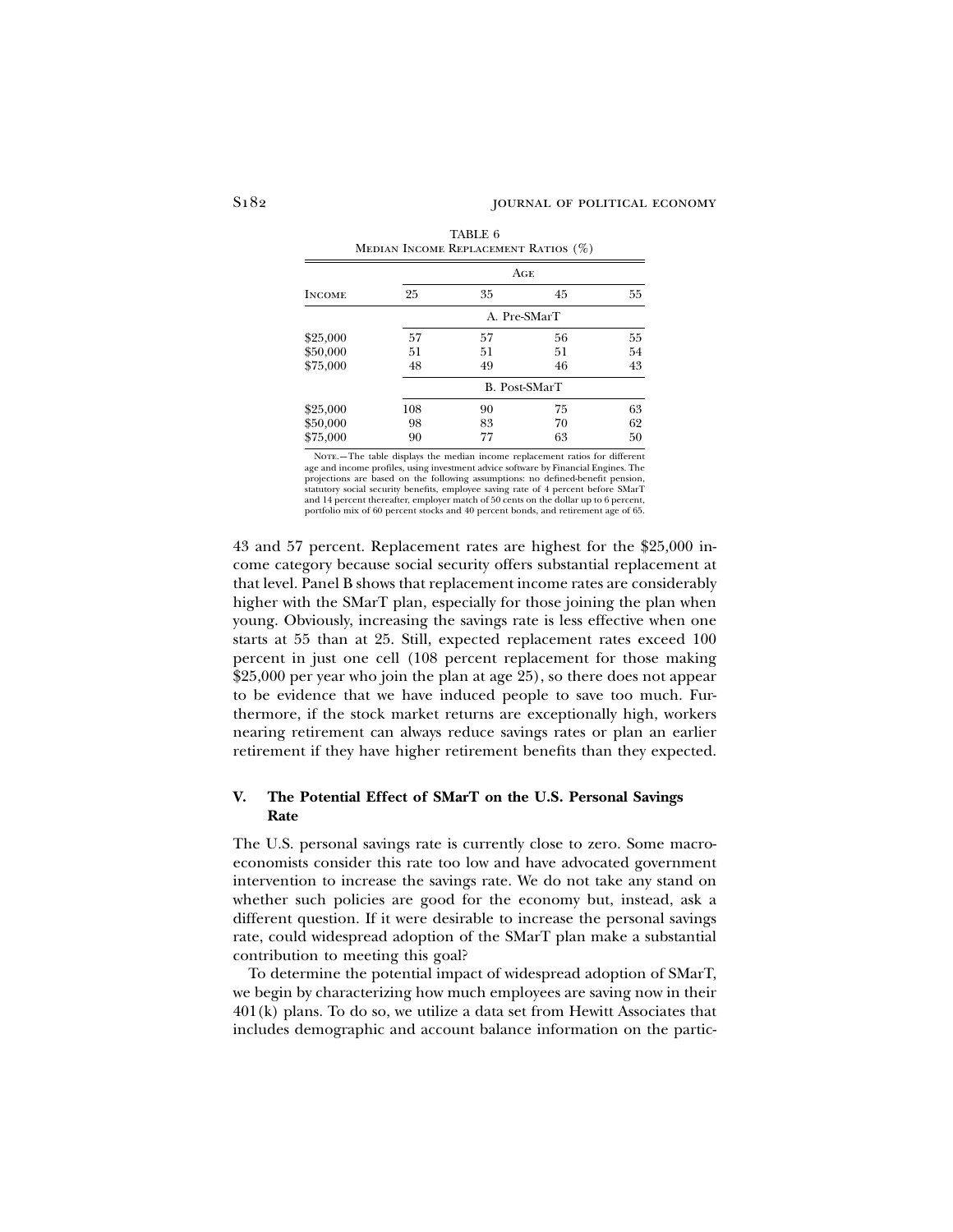TABLE 6
Median Income Replacement Ratios (%)

| Income | Age 25 | 35 | 45 | 55 |
|---|---|---|---|---|
| | A. Pre-SMarT | | | |
| \$25,000 | 57 | 57 | 56 | 55 |
| \$50,000 | 51 | 51 | 51 | 54 |
| \$75,000 | 48 | 49 | 46 | 43 |
| | B. Post-SMarT | | | |
| \$25,000 | 108 | 90 | 75 | 63 |
| \$50,000 | 98 | 83 | 70 | 62 |
| \$75,000 | 90 | 77 | 63 | 50 |

Note.—The table displays the median income replacement ratios for different age and income profiles, using investment advice software by Financial Engines. The projections are based on the following assumptions: no defined-benefit pension, statutory social security benefits, employee saving rate of 4 percent before SMarT and 14 percent thereafter, employer match of 50 cents on the dollar up to 6 percent, portfolio mix of 60 percent stocks and 40 percent bonds, and retirement age of 65.

43 and 57 percent. Replacement rates are highest for the \$25,000 income category because social security offers substantial replacement at that level. Panel B shows that replacement income rates are considerably higher with the SMarT plan, especially for those joining the plan when young. Obviously, increasing the savings rate is less effective when one starts at 55 than at 25. Still, expected replacement rates exceed 100 percent in just one cell (108 percent replacement for those making \$25,000 per year who join the plan at age 25), so there does not appear to be evidence that we have induced people to save too much. Furthermore, if the stock market returns are exceptionally high, workers nearing retirement can always reduce savings rates or plan an earlier retirement if they have higher retirement benefits than they expected.

## V. The Potential Effect of SMarT on the U.S. Personal Savings Rate

The U.S. personal savings rate is currently close to zero. Some macroeconomists consider this rate too low and have advocated government intervention to increase the savings rate. We do not take any stand on whether such policies are good for the economy but, instead, ask a different question. If it were desirable to increase the personal savings rate, could widespread adoption of the SMarT plan make a substantial contribution to meeting this goal?

To determine the potential impact of widespread adoption of SMarT, we begin by characterizing how much employees are saving now in their 401(k) plans. To do so, we utilize a data set from Hewitt Associates that includes demographic and account balance information on the partic-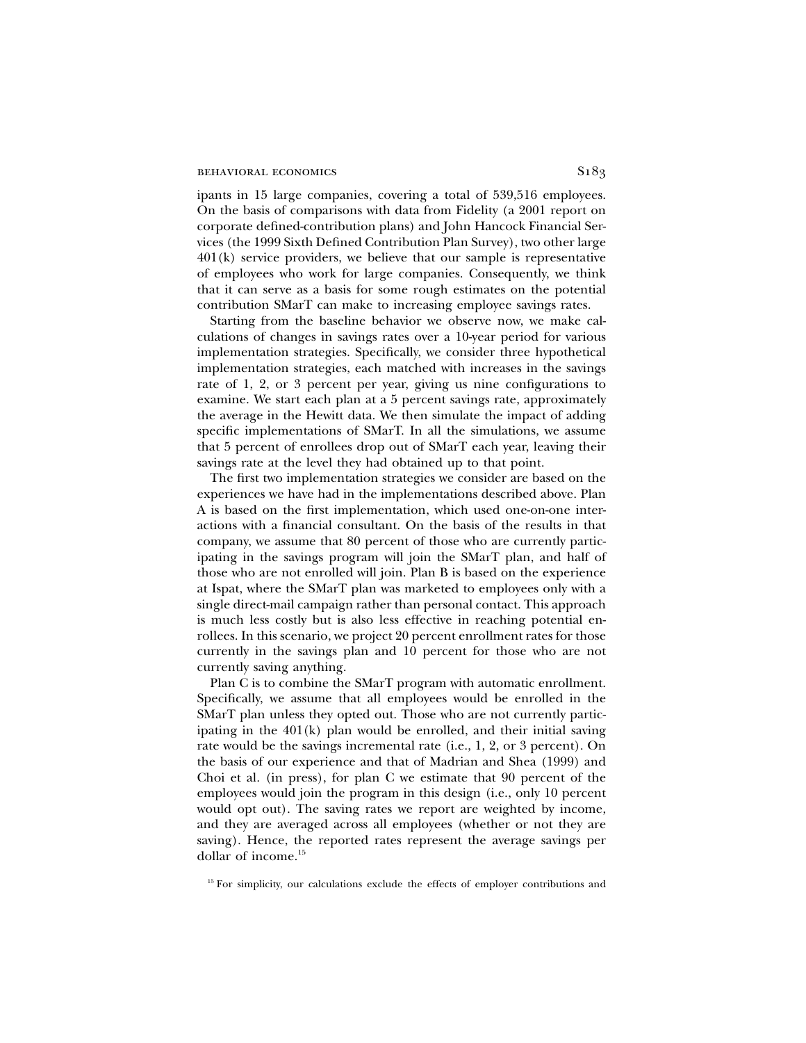ipants in 15 large companies, covering a total of 539,516 employees. On the basis of comparisons with data from Fidelity (a 2001 report on corporate defined-contribution plans) and John Hancock Financial Services (the 1999 Sixth Defined Contribution Plan Survey), two other large 401(k) service providers, we believe that our sample is representative of employees who work for large companies. Consequently, we think that it can serve as a basis for some rough estimates on the potential contribution SMarT can make to increasing employee savings rates.

Starting from the baseline behavior we observe now, we make calculations of changes in savings rates over a 10-year period for various implementation strategies. Specifically, we consider three hypothetical implementation strategies, each matched with increases in the savings rate of 1, 2, or 3 percent per year, giving us nine configurations to examine. We start each plan at a 5 percent savings rate, approximately the average in the Hewitt data. We then simulate the impact of adding specific implementations of SMarT. In all the simulations, we assume that 5 percent of enrollees drop out of SMarT each year, leaving their savings rate at the level they had obtained up to that point.

The first two implementation strategies we consider are based on the experiences we have had in the implementations described above. Plan A is based on the first implementation, which used one-on-one interactions with a financial consultant. On the basis of the results in that company, we assume that 80 percent of those who are currently participating in the savings program will join the SMarT plan, and half of those who are not enrolled will join. Plan B is based on the experience at Ispat, where the SMarT plan was marketed to employees only with a single direct-mail campaign rather than personal contact. This approach is much less costly but is also less effective in reaching potential enrollees. In this scenario, we project 20 percent enrollment rates for those currently in the savings plan and 10 percent for those who are not currently saving anything.

Plan C is to combine the SMarT program with automatic enrollment. Specifically, we assume that all employees would be enrolled in the SMarT plan unless they opted out. Those who are not currently participating in the 401(k) plan would be enrolled, and their initial saving rate would be the savings incremental rate (i.e., 1, 2, or 3 percent). On the basis of our experience and that of Madrian and Shea (1999) and Choi et al. (in press), for plan C we estimate that 90 percent of the employees would join the program in this design (i.e., only 10 percent would opt out). The saving rates we report are weighted by income, and they are averaged across all employees (whether or not they are saving). Hence, the reported rates represent the average savings per dollar of income.[15]

[15] For simplicity, our calculations exclude the effects of employer contributions and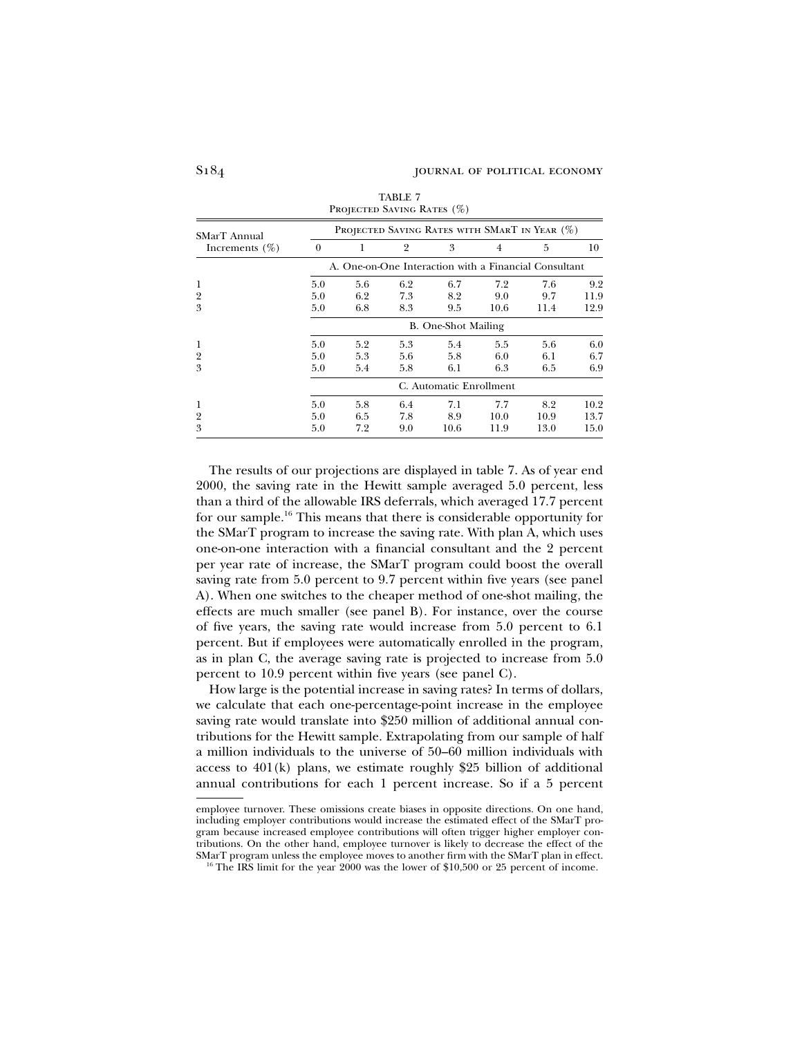TABLE 7
Projected Saving Rates (%)

| SMarT Annual Increments (%) | Projected Saving Rates with SMarT in Year (%) | | | | | | |
|---|---|---|---|---|---|---|---|
| | 0 | 1 | 2 | 3 | 4 | 5 | 10 |
| | A. One-on-One Interaction with a Financial Consultant | | | | | | |
| 1 | 5.0 | 5.6 | 6.2 | 6.7 | 7.2 | 7.6 | 9.2 |
| 2 | 5.0 | 6.2 | 7.3 | 8.2 | 9.0 | 9.7 | 11.9 |
| 3 | 5.0 | 6.8 | 8.3 | 9.5 | 10.6 | 11.4 | 12.9 |
| | B. One-Shot Mailing | | | | | | |
| 1 | 5.0 | 5.2 | 5.3 | 5.4 | 5.5 | 5.6 | 6.0 |
| 2 | 5.0 | 5.3 | 5.6 | 5.8 | 6.0 | 6.1 | 6.7 |
| 3 | 5.0 | 5.4 | 5.8 | 6.1 | 6.3 | 6.5 | 6.9 |
| | C. Automatic Enrollment | | | | | | |
| 1 | 5.0 | 5.8 | 6.4 | 7.1 | 7.7 | 8.2 | 10.2 |
| 2 | 5.0 | 6.5 | 7.8 | 8.9 | 10.0 | 10.9 | 13.7 |
| 3 | 5.0 | 7.2 | 9.0 | 10.6 | 11.9 | 13.0 | 15.0 |

The results of our projections are displayed in table 7. As of year end 2000, the saving rate in the Hewitt sample averaged 5.0 percent, less than a third of the allowable IRS deferrals, which averaged 17.7 percent for our sample.[16] This means that there is considerable opportunity for the SMarT program to increase the saving rate. With plan A, which uses one-on-one interaction with a financial consultant and the 2 percent per year rate of increase, the SMarT program could boost the overall saving rate from 5.0 percent to 9.7 percent within five years (see panel A). When one switches to the cheaper method of one-shot mailing, the effects are much smaller (see panel B). For instance, over the course of five years, the saving rate would increase from 5.0 percent to 6.1 percent. But if employees were automatically enrolled in the program, as in plan C, the average saving rate is projected to increase from 5.0 percent to 10.9 percent within five years (see panel C).

How large is the potential increase in saving rates? In terms of dollars, we calculate that each one-percentage-point increase in the employee saving rate would translate into $250 million of additional annual contributions for the Hewitt sample. Extrapolating from our sample of half a million individuals to the universe of 50–60 million individuals with access to 401(k) plans, we estimate roughly $25 billion of additional annual contributions for each 1 percent increase. So if a 5 percent

employee turnover. These omissions create biases in opposite directions. On one hand, including employer contributions would increase the estimated effect of the SMarT program because increased employee contributions will often trigger higher employer contributions. On the other hand, employee turnover is likely to decrease the effect of the SMarT program unless the employee moves to another firm with the SMarT plan in effect.

[16] The IRS limit for the year 2000 was the lower of $10,500 or 25 percent of income.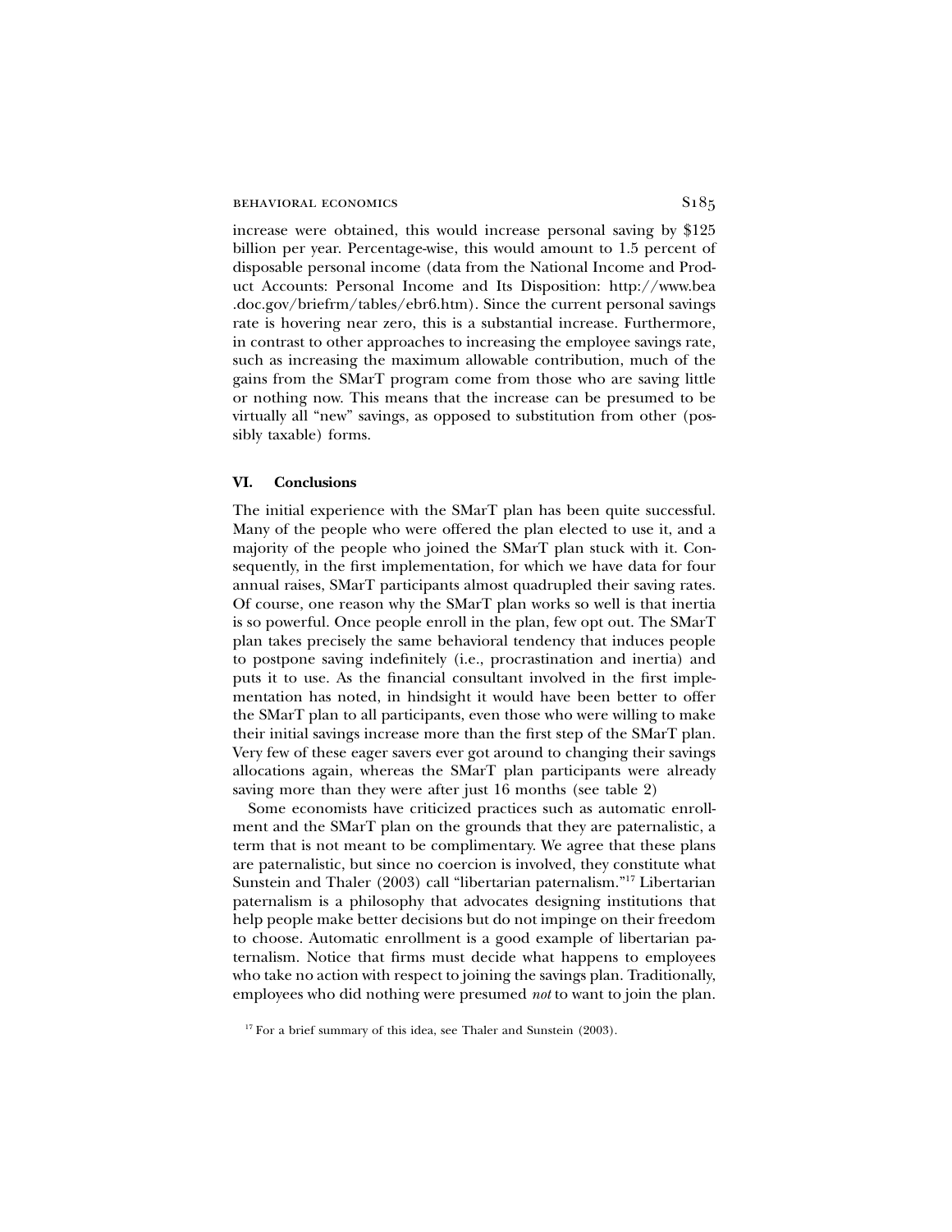increase were obtained, this would increase personal saving by $125 billion per year. Percentage-wise, this would amount to 1.5 percent of disposable personal income (data from the National Income and Product Accounts: Personal Income and Its Disposition: http://www.bea.doc.gov/briefrm/tables/ebr6.htm). Since the current personal savings rate is hovering near zero, this is a substantial increase. Furthermore, in contrast to other approaches to increasing the employee savings rate, such as increasing the maximum allowable contribution, much of the gains from the SMarT program come from those who are saving little or nothing now. This means that the increase can be presumed to be virtually all "new" savings, as opposed to substitution from other (possibly taxable) forms.

## VI. Conclusions

The initial experience with the SMarT plan has been quite successful. Many of the people who were offered the plan elected to use it, and a majority of the people who joined the SMarT plan stuck with it. Consequently, in the first implementation, for which we have data for four annual raises, SMarT participants almost quadrupled their saving rates. Of course, one reason why the SMarT plan works so well is that inertia is so powerful. Once people enroll in the plan, few opt out. The SMarT plan takes precisely the same behavioral tendency that induces people to postpone saving indefinitely (i.e., procrastination and inertia) and puts it to use. As the financial consultant involved in the first implementation has noted, in hindsight it would have been better to offer the SMarT plan to all participants, even those who were willing to make their initial savings increase more than the first step of the SMarT plan. Very few of these eager savers ever got around to changing their savings allocations again, whereas the SMarT plan participants were already saving more than they were after just 16 months (see table 2)

Some economists have criticized practices such as automatic enrollment and the SMarT plan on the grounds that they are paternalistic, a term that is not meant to be complimentary. We agree that these plans are paternalistic, but since no coercion is involved, they constitute what Sunstein and Thaler (2003) call "libertarian paternalism."[17] Libertarian paternalism is a philosophy that advocates designing institutions that help people make better decisions but do not impinge on their freedom to choose. Automatic enrollment is a good example of libertarian paternalism. Notice that firms must decide what happens to employees who take no action with respect to joining the savings plan. Traditionally, employees who did nothing were presumed *not* to want to join the plan.

[17] For a brief summary of this idea, see Thaler and Sunstein (2003).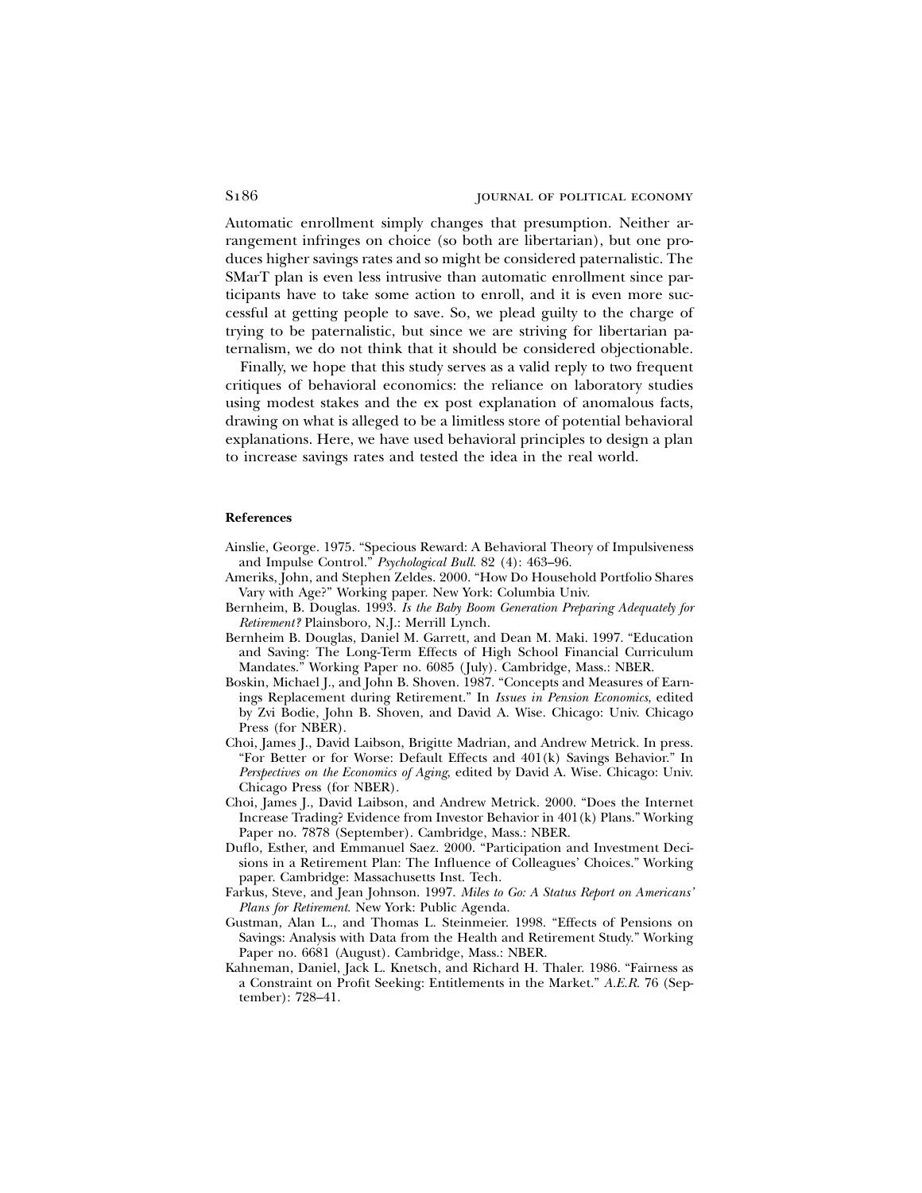Automatic enrollment simply changes that presumption. Neither arrangement infringes on choice (so both are libertarian), but one produces higher savings rates and so might be considered paternalistic. The SMarT plan is even less intrusive than automatic enrollment since participants have to take some action to enroll, and it is even more successful at getting people to save. So, we plead guilty to the charge of trying to be paternalistic, but since we are striving for libertarian paternalism, we do not think that it should be considered objectionable.

Finally, we hope that this study serves as a valid reply to two frequent critiques of behavioral economics: the reliance on laboratory studies using modest stakes and the ex post explanation of anomalous facts, drawing on what is alleged to be a limitless store of potential behavioral explanations. Here, we have used behavioral principles to design a plan to increase savings rates and tested the idea in the real world.

## References

Ainslie, George. 1975. "Specious Reward: A Behavioral Theory of Impulsiveness and Impulse Control." *Psychological Bull.* 82 (4): 463–96.

Ameriks, John, and Stephen Zeldes. 2000. "How Do Household Portfolio Shares Vary with Age?" Working paper. New York: Columbia Univ.

Bernheim, B. Douglas. 1993. *Is the Baby Boom Generation Preparing Adequately for Retirement?* Plainsboro, N.J.: Merrill Lynch.

Bernheim B. Douglas, Daniel M. Garrett, and Dean M. Maki. 1997. "Education and Saving: The Long-Term Effects of High School Financial Curriculum Mandates." Working Paper no. 6085 (July). Cambridge, Mass.: NBER.

Boskin, Michael J., and John B. Shoven. 1987. "Concepts and Measures of Earnings Replacement during Retirement." In *Issues in Pension Economics*, edited by Zvi Bodie, John B. Shoven, and David A. Wise. Chicago: Univ. Chicago Press (for NBER).

Choi, James J., David Laibson, Brigitte Madrian, and Andrew Metrick. In press. "For Better or for Worse: Default Effects and 401(k) Savings Behavior." In *Perspectives on the Economics of Aging*, edited by David A. Wise. Chicago: Univ. Chicago Press (for NBER).

Choi, James J., David Laibson, and Andrew Metrick. 2000. "Does the Internet Increase Trading? Evidence from Investor Behavior in 401(k) Plans." Working Paper no. 7878 (September). Cambridge, Mass.: NBER.

Duflo, Esther, and Emmanuel Saez. 2000. "Participation and Investment Decisions in a Retirement Plan: The Influence of Colleagues' Choices." Working paper. Cambridge: Massachusetts Inst. Tech.

Farkus, Steve, and Jean Johnson. 1997. *Miles to Go: A Status Report on Americans' Plans for Retirement.* New York: Public Agenda.

Gustman, Alan L., and Thomas L. Steinmeier. 1998. "Effects of Pensions on Savings: Analysis with Data from the Health and Retirement Study." Working Paper no. 6681 (August). Cambridge, Mass.: NBER.

Kahneman, Daniel, Jack L. Knetsch, and Richard H. Thaler. 1986. "Fairness as a Constraint on Profit Seeking: Entitlements in the Market." *A.E.R.* 76 (September): 728–41.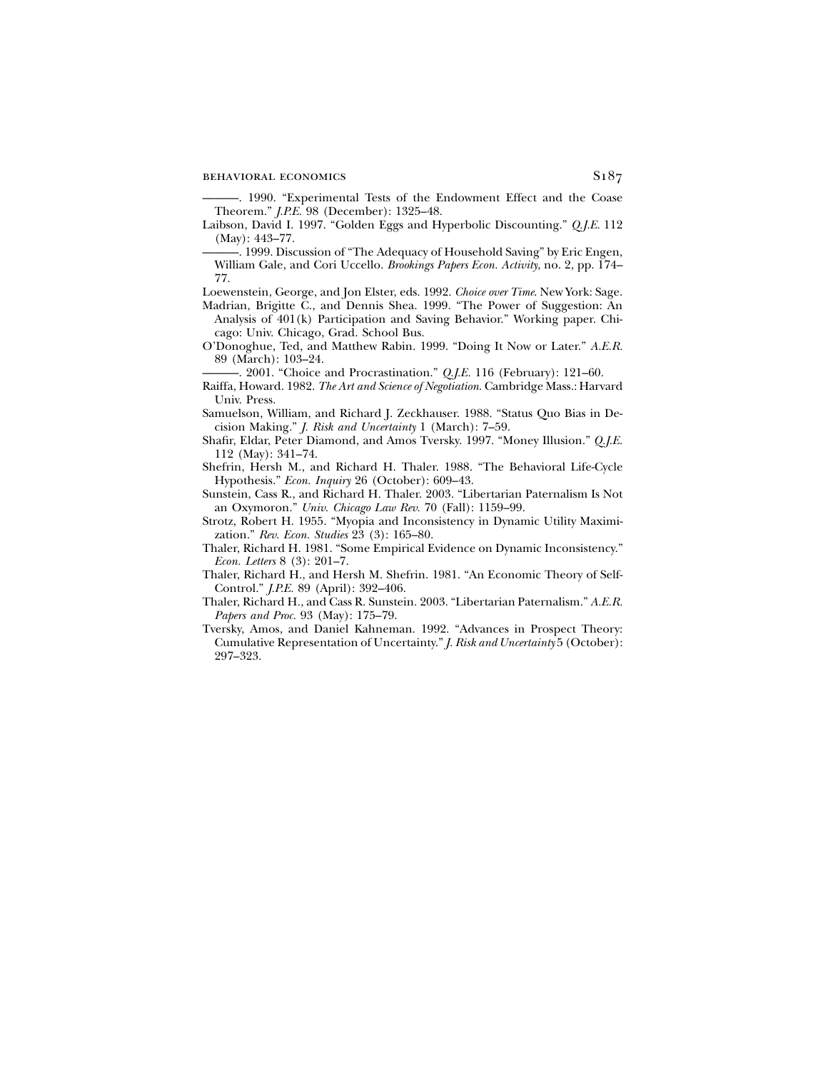———. 1990. "Experimental Tests of the Endowment Effect and the Coase Theorem." *J.P.E.* 98 (December): 1325–48.

Laibson, David I. 1997. "Golden Eggs and Hyperbolic Discounting." *Q.J.E.* 112 (May): 443–77.

———. 1999. Discussion of "The Adequacy of Household Saving" by Eric Engen, William Gale, and Cori Uccello. *Brookings Papers Econ. Activity*, no. 2, pp. 174–77.

Loewenstein, George, and Jon Elster, eds. 1992. *Choice over Time.* New York: Sage.

Madrian, Brigitte C., and Dennis Shea. 1999. "The Power of Suggestion: An Analysis of 401(k) Participation and Saving Behavior." Working paper. Chicago: Univ. Chicago, Grad. School Bus.

O'Donoghue, Ted, and Matthew Rabin. 1999. "Doing It Now or Later." *A.E.R.* 89 (March): 103–24.

———. 2001. "Choice and Procrastination." *Q.J.E.* 116 (February): 121–60.

Raiffa, Howard. 1982. *The Art and Science of Negotiation.* Cambridge Mass.: Harvard Univ. Press.

Samuelson, William, and Richard J. Zeckhauser. 1988. "Status Quo Bias in Decision Making." *J. Risk and Uncertainty* 1 (March): 7–59.

Shafir, Eldar, Peter Diamond, and Amos Tversky. 1997. "Money Illusion." *Q.J.E.* 112 (May): 341–74.

Shefrin, Hersh M., and Richard H. Thaler. 1988. "The Behavioral Life-Cycle Hypothesis." *Econ. Inquiry* 26 (October): 609–43.

Sunstein, Cass R., and Richard H. Thaler. 2003. "Libertarian Paternalism Is Not an Oxymoron." *Univ. Chicago Law Rev.* 70 (Fall): 1159–99.

Strotz, Robert H. 1955. "Myopia and Inconsistency in Dynamic Utility Maximization." *Rev. Econ. Studies* 23 (3): 165–80.

Thaler, Richard H. 1981. "Some Empirical Evidence on Dynamic Inconsistency." *Econ. Letters* 8 (3): 201–7.

Thaler, Richard H., and Hersh M. Shefrin. 1981. "An Economic Theory of Self-Control." *J.P.E.* 89 (April): 392–406.

Thaler, Richard H., and Cass R. Sunstein. 2003. "Libertarian Paternalism." *A.E.R. Papers and Proc.* 93 (May): 175–79.

Tversky, Amos, and Daniel Kahneman. 1992. "Advances in Prospect Theory: Cumulative Representation of Uncertainty." *J. Risk and Uncertainty* 5 (October): 297–323.